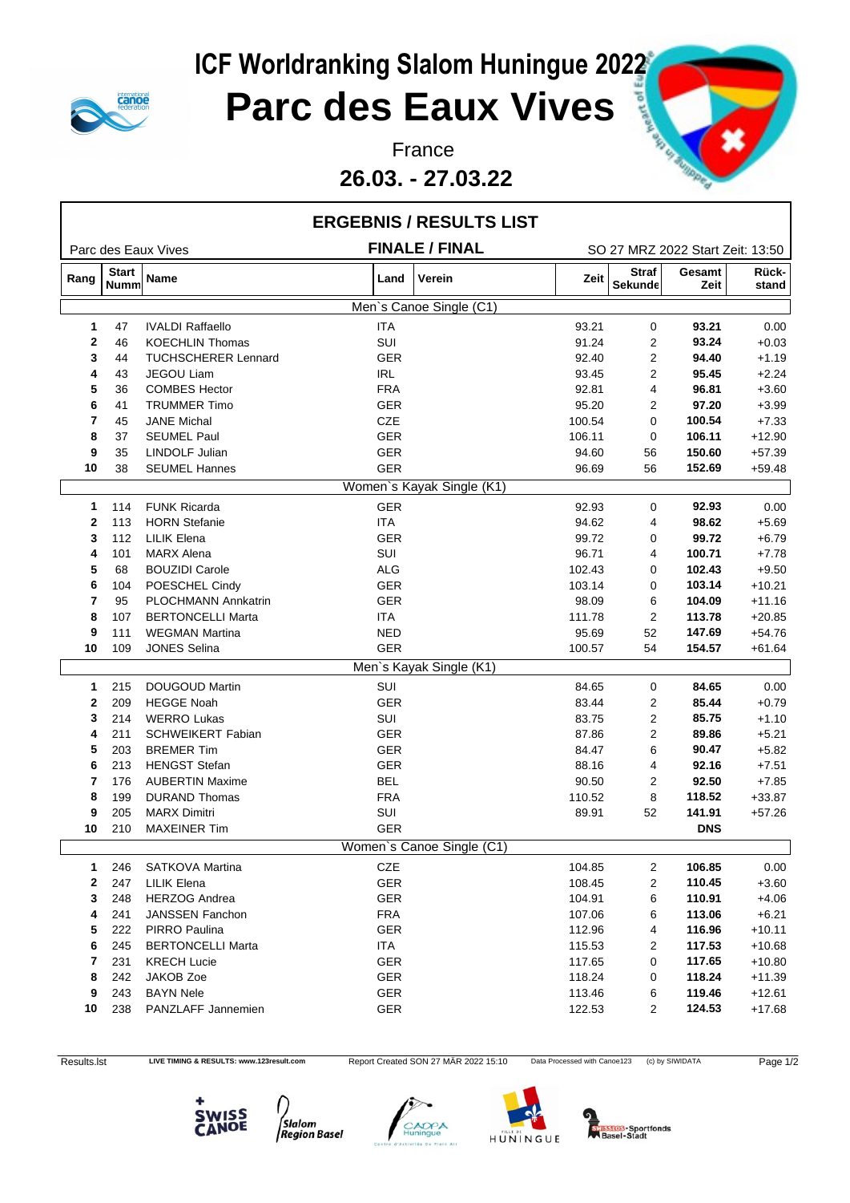# ICF Worldranking Slalom Huningue 2022

# Parc des Eaux Vives

France

**26.03. - 27.03.22**

## ERGEBNIS / RESULTS LIST

Parc des Eaux Vives — **FINALE / FINAL** — SO 27 MRZ 2022 Start Zeit: 13:50

| Rang | Start Numm | Name | Land | Verein | Zeit | Straf Sekunde | Gesamt Zeit | Rück-stand |
|---|---|---|---|---|---|---|---|---|
| | | **Men`s Canoe Single (C1)** | | | | | | |
| 1 | 47 | IVALDI Raffaello | ITA | | 93.21 | 0 | **93.21** | 0.00 |
| 2 | 46 | KOECHLIN Thomas | SUI | | 91.24 | 2 | **93.24** | +0.03 |
| 3 | 44 | TUCHSCHERER Lennard | GER | | 92.40 | 2 | **94.40** | +1.19 |
| 4 | 43 | JEGOU Liam | IRL | | 93.45 | 2 | **95.45** | +2.24 |
| 5 | 36 | COMBES Hector | FRA | | 92.81 | 4 | **96.81** | +3.60 |
| 6 | 41 | TRUMMER Timo | GER | | 95.20 | 2 | **97.20** | +3.99 |
| 7 | 45 | JANE Michal | CZE | | 100.54 | 0 | **100.54** | +7.33 |
| 8 | 37 | SEUMEL Paul | GER | | 106.11 | 0 | **106.11** | +12.90 |
| 9 | 35 | LINDOLF Julian | GER | | 94.60 | 56 | **150.60** | +57.39 |
| 10 | 38 | SEUMEL Hannes | GER | | 96.69 | 56 | **152.69** | +59.48 |
| | | **Women`s Kayak Single (K1)** | | | | | | |
| 1 | 114 | FUNK Ricarda | GER | | 92.93 | 0 | **92.93** | 0.00 |
| 2 | 113 | HORN Stefanie | ITA | | 94.62 | 4 | **98.62** | +5.69 |
| 3 | 112 | LILIK Elena | GER | | 99.72 | 0 | **99.72** | +6.79 |
| 4 | 101 | MARX Alena | SUI | | 96.71 | 4 | **100.71** | +7.78 |
| 5 | 68 | BOUZIDI Carole | ALG | | 102.43 | 0 | **102.43** | +9.50 |
| 6 | 104 | POESCHEL Cindy | GER | | 103.14 | 0 | **103.14** | +10.21 |
| 7 | 95 | PLOCHMANN Annkatrin | GER | | 98.09 | 6 | **104.09** | +11.16 |
| 8 | 107 | BERTONCELLI Marta | ITA | | 111.78 | 2 | **113.78** | +20.85 |
| 9 | 111 | WEGMAN Martina | NED | | 95.69 | 52 | **147.69** | +54.76 |
| 10 | 109 | JONES Selina | GER | | 100.57 | 54 | **154.57** | +61.64 |
| | | **Men`s Kayak Single (K1)** | | | | | | |
| 1 | 215 | DOUGOUD Martin | SUI | | 84.65 | 0 | **84.65** | 0.00 |
| 2 | 209 | HEGGE Noah | GER | | 83.44 | 2 | **85.44** | +0.79 |
| 3 | 214 | WERRO Lukas | SUI | | 83.75 | 2 | **85.75** | +1.10 |
| 4 | 211 | SCHWEIKERT Fabian | GER | | 87.86 | 2 | **89.86** | +5.21 |
| 5 | 203 | BREMER Tim | GER | | 84.47 | 6 | **90.47** | +5.82 |
| 6 | 213 | HENGST Stefan | GER | | 88.16 | 4 | **92.16** | +7.51 |
| 7 | 176 | AUBERTIN Maxime | BEL | | 90.50 | 2 | **92.50** | +7.85 |
| 8 | 199 | DURAND Thomas | FRA | | 110.52 | 8 | **118.52** | +33.87 |
| 9 | 205 | MARX Dimitri | SUI | | 89.91 | 52 | **141.91** | +57.26 |
| 10 | 210 | MAXEINER Tim | GER | | | | **DNS** | |
| | | **Women`s Canoe Single (C1)** | | | | | | |
| 1 | 246 | SATKOVA Martina | CZE | | 104.85 | 2 | **106.85** | 0.00 |
| 2 | 247 | LILIK Elena | GER | | 108.45 | 2 | **110.45** | +3.60 |
| 3 | 248 | HERZOG Andrea | GER | | 104.91 | 6 | **110.91** | +4.06 |
| 4 | 241 | JANSSEN Fanchon | FRA | | 107.06 | 6 | **113.06** | +6.21 |
| 5 | 222 | PIRRO Paulina | GER | | 112.96 | 4 | **116.96** | +10.11 |
| 6 | 245 | BERTONCELLI Marta | ITA | | 115.53 | 2 | **117.53** | +10.68 |
| 7 | 231 | KRECH Lucie | GER | | 117.65 | 0 | **117.65** | +10.80 |
| 8 | 242 | JAKOB Zoe | GER | | 118.24 | 0 | **118.24** | +11.39 |
| 9 | 243 | BAYN Nele | GER | | 113.46 | 6 | **119.46** | +12.61 |
| 10 | 238 | PANZLAFF Jannemien | GER | | 122.53 | 2 | **124.53** | +17.68 |

Results.lst — LIVE TIMING & RESULTS: www.123result.com — Report Created SON 27 MÄR 2022 15:10 — Data Processed with Canoe123 — (c) by SIWIDATA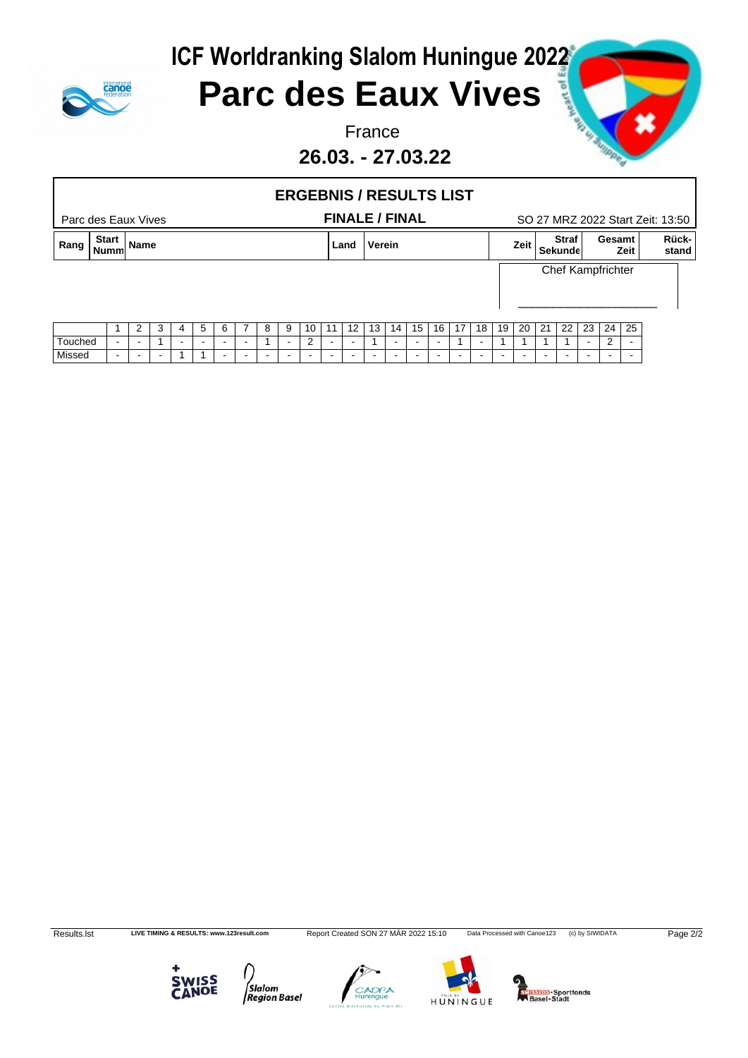# ICF Worldranking Slalom Huningue 2022

# Parc des Eaux Vives

France

**26.03. - 27.03.22**

## ERGEBNIS / RESULTS LIST

Parc des Eaux Vives | **FINALE / FINAL** | SO 27 MRZ 2022 Start Zeit: 13:50

| Rang | Start Numm | Name | Land | Verein | Zeit | Straf Sekunde | Gesamt Zeit | Rück-stand |
|---|---|---|---|---|---|---|---|---|

Chef Kampfrichter

\_\_\_\_\_\_\_\_\_\_\_\_\_\_\_\_\_\_\_\_\_\_

| | 1 | 2 | 3 | 4 | 5 | 6 | 7 | 8 | 9 | 10 | 11 | 12 | 13 | 14 | 15 | 16 | 17 | 18 | 19 | 20 | 21 | 22 | 23 | 24 | 25 |
|---|---|---|---|---|---|---|---|---|---|---|---|---|---|---|---|---|---|---|---|---|---|---|---|---|---|
| Touched | - | - | 1 | - | - | - | - | 1 | - | 2 | - | - | 1 | - | - | - | 1 | - | 1 | 1 | 1 | 1 | - | 2 | - |
| Missed | - | - | - | 1 | 1 | - | - | - | - | - | - | - | - | - | - | - | - | - | - | - | - | - | - | - | - |

Results.lst | LIVE TIMING & RESULTS: www.123result.com | Report Created SON 27 MÄR 2022 15:10 | Data Processed with Canoe123 | (c) by SIWIDATA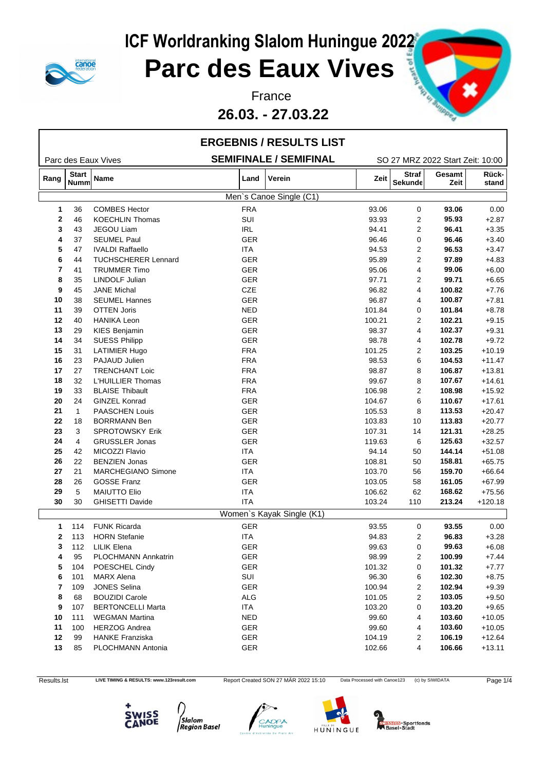# ICF Worldranking Slalom Huningue 2022

# Parc des Eaux Vives

France

**26.03. - 27.03.22**

## ERGEBNIS / RESULTS LIST

Parc des Eaux Vives | **SEMIFINALE / SEMIFINAL** | SO 27 MRZ 2022 Start Zeit: 10:00

| Rang | Start Numm | Name | Land | Verein | Zeit | Straf Sekunde | Gesamt Zeit | Rück-stand |
|---|---|---|---|---|---|---|---|---|
| | | | | Men`s Canoe Single (C1) | | | | |
| **1** | 36 | COMBES Hector | FRA | | 93.06 | 0 | **93.06** | 0.00 |
| **2** | 46 | KOECHLIN Thomas | SUI | | 93.93 | 2 | **95.93** | +2.87 |
| **3** | 43 | JEGOU Liam | IRL | | 94.41 | 2 | **96.41** | +3.35 |
| **4** | 37 | SEUMEL Paul | GER | | 96.46 | 0 | **96.46** | +3.40 |
| **5** | 47 | IVALDI Raffaello | ITA | | 94.53 | 2 | **96.53** | +3.47 |
| **6** | 44 | TUCHSCHERER Lennard | GER | | 95.89 | 2 | **97.89** | +4.83 |
| **7** | 41 | TRUMMER Timo | GER | | 95.06 | 4 | **99.06** | +6.00 |
| **8** | 35 | LINDOLF Julian | GER | | 97.71 | 2 | **99.71** | +6.65 |
| **9** | 45 | JANE Michal | CZE | | 96.82 | 4 | **100.82** | +7.76 |
| **10** | 38 | SEUMEL Hannes | GER | | 96.87 | 4 | **100.87** | +7.81 |
| **11** | 39 | OTTEN Joris | NED | | 101.84 | 0 | **101.84** | +8.78 |
| **12** | 40 | HANIKA Leon | GER | | 100.21 | 2 | **102.21** | +9.15 |
| **13** | 29 | KIES Benjamin | GER | | 98.37 | 4 | **102.37** | +9.31 |
| **14** | 34 | SUESS Philipp | GER | | 98.78 | 4 | **102.78** | +9.72 |
| **15** | 31 | LATIMIER Hugo | FRA | | 101.25 | 2 | **103.25** | +10.19 |
| **16** | 23 | PAJAUD Julien | FRA | | 98.53 | 6 | **104.53** | +11.47 |
| **17** | 27 | TRENCHANT Loic | FRA | | 98.87 | 8 | **106.87** | +13.81 |
| **18** | 32 | L'HUILLIER Thomas | FRA | | 99.67 | 8 | **107.67** | +14.61 |
| **19** | 33 | BLAISE Thibault | FRA | | 106.98 | 2 | **108.98** | +15.92 |
| **20** | 24 | GINZEL Konrad | GER | | 104.67 | 6 | **110.67** | +17.61 |
| **21** | 1 | PAASCHEN Louis | GER | | 105.53 | 8 | **113.53** | +20.47 |
| **22** | 18 | BORRMANN Ben | GER | | 103.83 | 10 | **113.83** | +20.77 |
| **23** | 3 | SPROTOWSKY Erik | GER | | 107.31 | 14 | **121.31** | +28.25 |
| **24** | 4 | GRUSSLER Jonas | GER | | 119.63 | 6 | **125.63** | +32.57 |
| **25** | 42 | MICOZZI Flavio | ITA | | 94.14 | 50 | **144.14** | +51.08 |
| **26** | 22 | BENZIEN Jonas | GER | | 108.81 | 50 | **158.81** | +65.75 |
| **27** | 21 | MARCHEGIANO Simone | ITA | | 103.70 | 56 | **159.70** | +66.64 |
| **28** | 26 | GOSSE Franz | GER | | 103.05 | 58 | **161.05** | +67.99 |
| **29** | 5 | MAIUTTO Elio | ITA | | 106.62 | 62 | **168.62** | +75.56 |
| **30** | 30 | GHISETTI Davide | ITA | | 103.24 | 110 | **213.24** | +120.18 |
| | | | | Women`s Kayak Single (K1) | | | | |
| **1** | 114 | FUNK Ricarda | GER | | 93.55 | 0 | **93.55** | 0.00 |
| **2** | 113 | HORN Stefanie | ITA | | 94.83 | 2 | **96.83** | +3.28 |
| **3** | 112 | LILIK Elena | GER | | 99.63 | 0 | **99.63** | +6.08 |
| **4** | 95 | PLOCHMANN Annkatrin | GER | | 98.99 | 2 | **100.99** | +7.44 |
| **5** | 104 | POESCHEL Cindy | GER | | 101.32 | 0 | **101.32** | +7.77 |
| **6** | 101 | MARX Alena | SUI | | 96.30 | 6 | **102.30** | +8.75 |
| **7** | 109 | JONES Selina | GER | | 100.94 | 2 | **102.94** | +9.39 |
| **8** | 68 | BOUZIDI Carole | ALG | | 101.05 | 2 | **103.05** | +9.50 |
| **9** | 107 | BERTONCELLI Marta | ITA | | 103.20 | 0 | **103.20** | +9.65 |
| **10** | 111 | WEGMAN Martina | NED | | 99.60 | 4 | **103.60** | +10.05 |
| **11** | 100 | HERZOG Andrea | GER | | 99.60 | 4 | **103.60** | +10.05 |
| **12** | 99 | HANKE Franziska | GER | | 104.19 | 2 | **106.19** | +12.64 |
| **13** | 85 | PLOCHMANN Antonia | GER | | 102.66 | 4 | **106.66** | +13.11 |

Results.lst | LIVE TIMING & RESULTS: www.123result.com | Report Created SON 27 MÄR 2022 15:10 | Data Processed with Canoe123 | (c) by SIWIDATA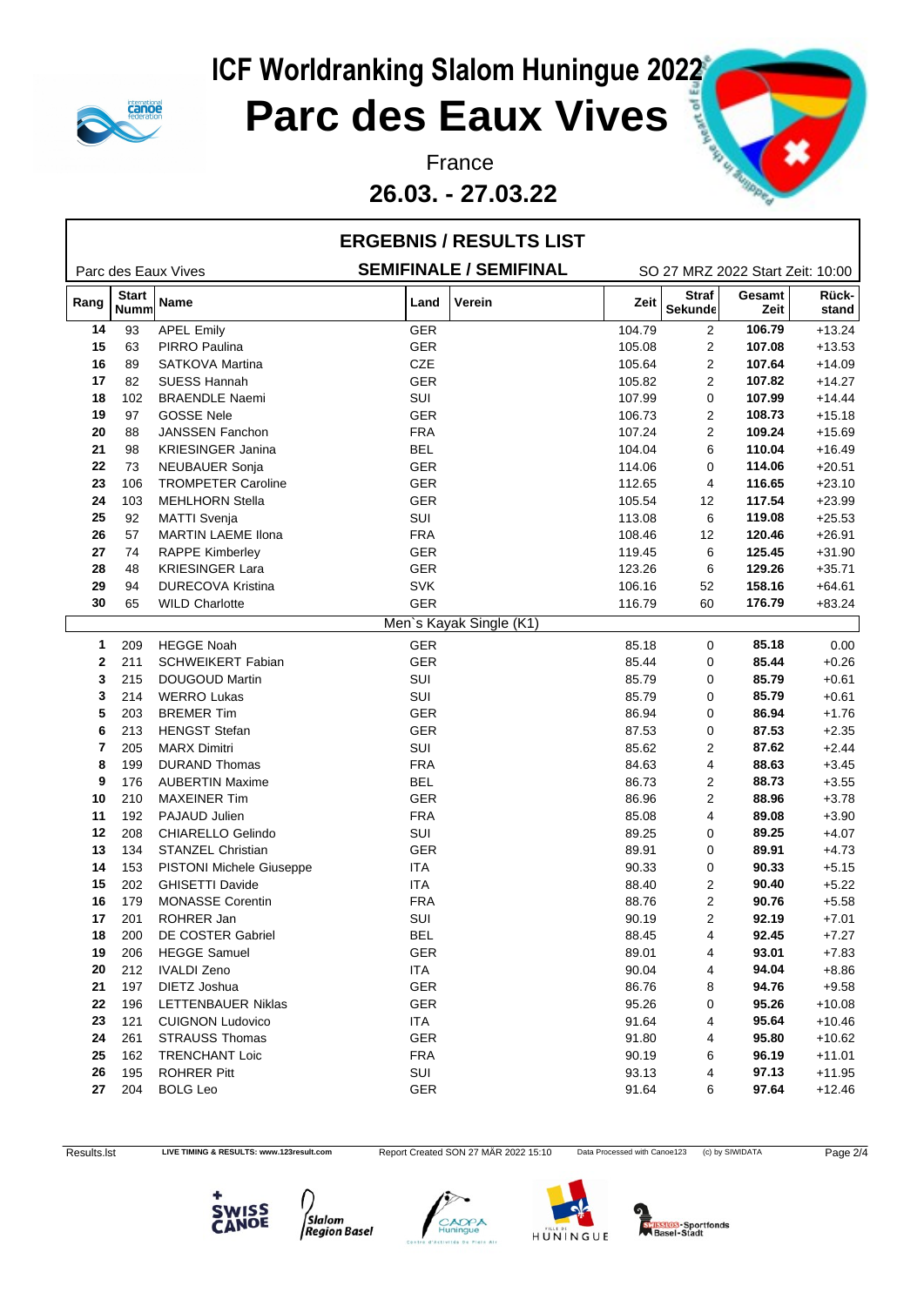# ICF Worldranking Slalom Huningue 2022

# Parc des Eaux Vives

France

**26.03. - 27.03.22**

## ERGEBNIS / RESULTS LIST

Parc des Eaux Vives — **SEMIFINALE / SEMIFINAL** — SO 27 MRZ 2022 Start Zeit: 10:00

| Rang | Start Numm | Name | Land | Verein | Zeit | Straf Sekunde | Gesamt Zeit | Rück-stand |
|---|---|---|---|---|---|---|---|---|
| 14 | 93 | APEL Emily | GER | | 104.79 | 2 | **106.79** | +13.24 |
| 15 | 63 | PIRRO Paulina | GER | | 105.08 | 2 | **107.08** | +13.53 |
| 16 | 89 | SATKOVA Martina | CZE | | 105.64 | 2 | **107.64** | +14.09 |
| 17 | 82 | SUESS Hannah | GER | | 105.82 | 2 | **107.82** | +14.27 |
| 18 | 102 | BRAENDLE Naemi | SUI | | 107.99 | 0 | **107.99** | +14.44 |
| 19 | 97 | GOSSE Nele | GER | | 106.73 | 2 | **108.73** | +15.18 |
| 20 | 88 | JANSSEN Fanchon | FRA | | 107.24 | 2 | **109.24** | +15.69 |
| 21 | 98 | KRIESINGER Janina | BEL | | 104.04 | 6 | **110.04** | +16.49 |
| 22 | 73 | NEUBAUER Sonja | GER | | 114.06 | 0 | **114.06** | +20.51 |
| 23 | 106 | TROMPETER Caroline | GER | | 112.65 | 4 | **116.65** | +23.10 |
| 24 | 103 | MEHLHORN Stella | GER | | 105.54 | 12 | **117.54** | +23.99 |
| 25 | 92 | MATTI Svenja | SUI | | 113.08 | 6 | **119.08** | +25.53 |
| 26 | 57 | MARTIN LAEME Ilona | FRA | | 108.46 | 12 | **120.46** | +26.91 |
| 27 | 74 | RAPPE Kimberley | GER | | 119.45 | 6 | **125.45** | +31.90 |
| 28 | 48 | KRIESINGER Lara | GER | | 123.26 | 6 | **129.26** | +35.71 |
| 29 | 94 | DURECOVA Kristina | SVK | | 106.16 | 52 | **158.16** | +64.61 |
| 30 | 65 | WILD Charlotte | GER | | 116.79 | 60 | **176.79** | +83.24 |

Men`s Kayak Single (K1)

| Rang | Start Numm | Name | Land | Verein | Zeit | Straf Sekunde | Gesamt Zeit | Rück-stand |
|---|---|---|---|---|---|---|---|---|
| 1 | 209 | HEGGE Noah | GER | | 85.18 | 0 | **85.18** | 0.00 |
| 2 | 211 | SCHWEIKERT Fabian | GER | | 85.44 | 0 | **85.44** | +0.26 |
| 3 | 215 | DOUGOUD Martin | SUI | | 85.79 | 0 | **85.79** | +0.61 |
| 3 | 214 | WERRO Lukas | SUI | | 85.79 | 0 | **85.79** | +0.61 |
| 5 | 203 | BREMER Tim | GER | | 86.94 | 0 | **86.94** | +1.76 |
| 6 | 213 | HENGST Stefan | GER | | 87.53 | 0 | **87.53** | +2.35 |
| 7 | 205 | MARX Dimitri | SUI | | 85.62 | 2 | **87.62** | +2.44 |
| 8 | 199 | DURAND Thomas | FRA | | 84.63 | 4 | **88.63** | +3.45 |
| 9 | 176 | AUBERTIN Maxime | BEL | | 86.73 | 2 | **88.73** | +3.55 |
| 10 | 210 | MAXEINER Tim | GER | | 86.96 | 2 | **88.96** | +3.78 |
| 11 | 192 | PAJAUD Julien | FRA | | 85.08 | 4 | **89.08** | +3.90 |
| 12 | 208 | CHIARELLO Gelindo | SUI | | 89.25 | 0 | **89.25** | +4.07 |
| 13 | 134 | STANZEL Christian | GER | | 89.91 | 0 | **89.91** | +4.73 |
| 14 | 153 | PISTONI Michele Giuseppe | ITA | | 90.33 | 0 | **90.33** | +5.15 |
| 15 | 202 | GHISETTI Davide | ITA | | 88.40 | 2 | **90.40** | +5.22 |
| 16 | 179 | MONASSE Corentin | FRA | | 88.76 | 2 | **90.76** | +5.58 |
| 17 | 201 | ROHRER Jan | SUI | | 90.19 | 2 | **92.19** | +7.01 |
| 18 | 200 | DE COSTER Gabriel | BEL | | 88.45 | 4 | **92.45** | +7.27 |
| 19 | 206 | HEGGE Samuel | GER | | 89.01 | 4 | **93.01** | +7.83 |
| 20 | 212 | IVALDI Zeno | ITA | | 90.04 | 4 | **94.04** | +8.86 |
| 21 | 197 | DIETZ Joshua | GER | | 86.76 | 8 | **94.76** | +9.58 |
| 22 | 196 | LETTENBAUER Niklas | GER | | 95.26 | 0 | **95.26** | +10.08 |
| 23 | 121 | CUIGNON Ludovico | ITA | | 91.64 | 4 | **95.64** | +10.46 |
| 24 | 261 | STRAUSS Thomas | GER | | 91.80 | 4 | **95.80** | +10.62 |
| 25 | 162 | TRENCHANT Loic | FRA | | 90.19 | 6 | **96.19** | +11.01 |
| 26 | 195 | ROHRER Pitt | SUI | | 93.13 | 4 | **97.13** | +11.95 |
| 27 | 204 | BOLG Leo | GER | | 91.64 | 6 | **97.64** | +12.46 |

Results.lst — LIVE TIMING & RESULTS: www.123result.com — Report Created SON 27 MÄR 2022 15:10 — Data Processed with Canoe123 — (c) by SIWIDATA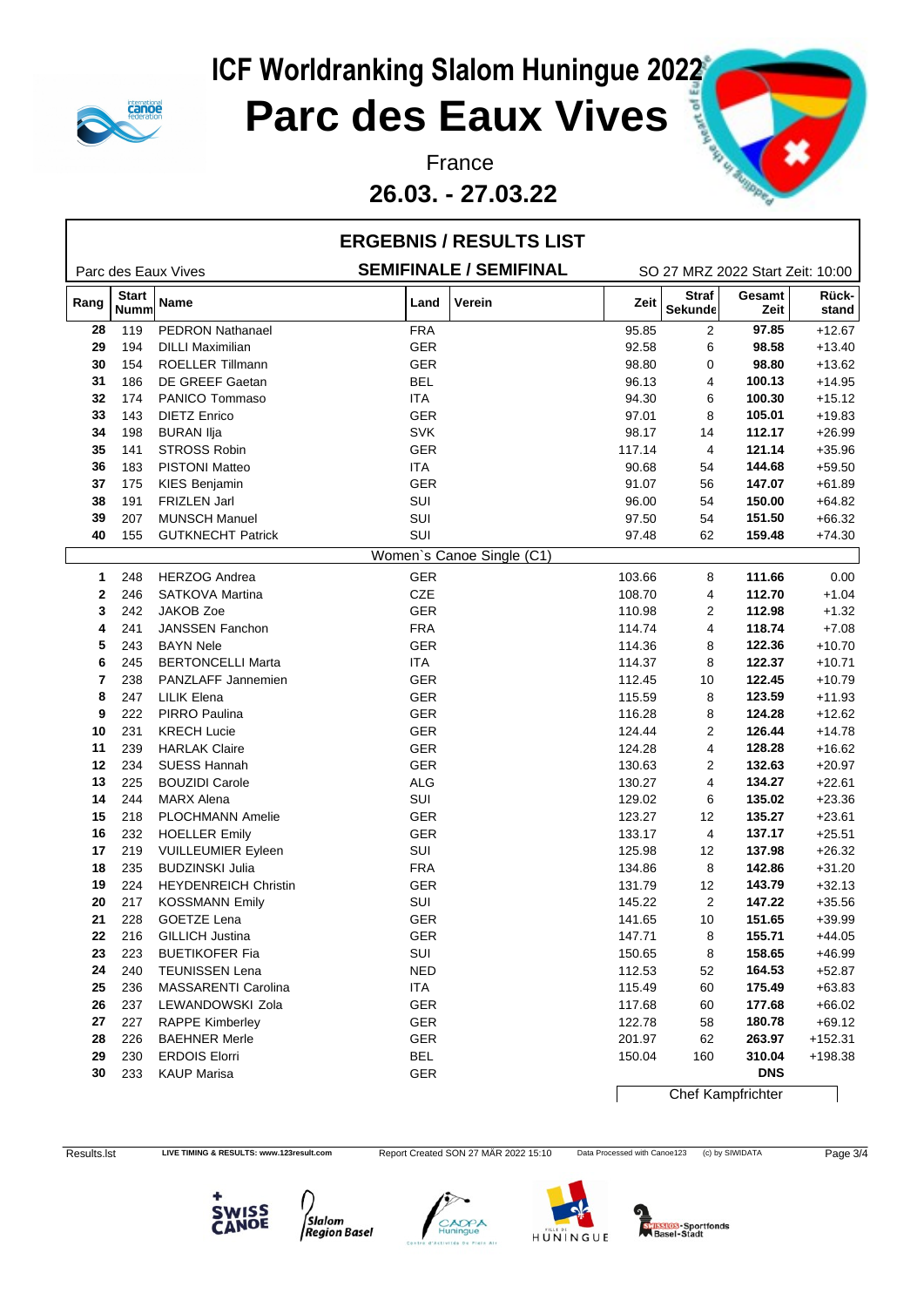# ICF Worldranking Slalom Huningue 2022

# Parc des Eaux Vives

France

**26.03. - 27.03.22**

## ERGEBNIS / RESULTS LIST

Parc des Eaux Vives **SEMIFINALE / SEMIFINAL** SO 27 MRZ 2022 Start Zeit: 10:00

| Rang | Start Numm | Name | Land | Verein | Zeit | Straf Sekunde | Gesamt Zeit | Rück-stand |
|---|---|---|---|---|---|---|---|---|
| 28 | 119 | PEDRON Nathanael | FRA | | 95.85 | 2 | **97.85** | +12.67 |
| 29 | 194 | DILLI Maximilian | GER | | 92.58 | 6 | **98.58** | +13.40 |
| 30 | 154 | ROELLER Tillmann | GER | | 98.80 | 0 | **98.80** | +13.62 |
| 31 | 186 | DE GREEF Gaetan | BEL | | 96.13 | 4 | **100.13** | +14.95 |
| 32 | 174 | PANICO Tommaso | ITA | | 94.30 | 6 | **100.30** | +15.12 |
| 33 | 143 | DIETZ Enrico | GER | | 97.01 | 8 | **105.01** | +19.83 |
| 34 | 198 | BURAN Ilja | SVK | | 98.17 | 14 | **112.17** | +26.99 |
| 35 | 141 | STROSS Robin | GER | | 117.14 | 4 | **121.14** | +35.96 |
| 36 | 183 | PISTONI Matteo | ITA | | 90.68 | 54 | **144.68** | +59.50 |
| 37 | 175 | KIES Benjamin | GER | | 91.07 | 56 | **147.07** | +61.89 |
| 38 | 191 | FRIZLEN Jarl | SUI | | 96.00 | 54 | **150.00** | +64.82 |
| 39 | 207 | MUNSCH Manuel | SUI | | 97.50 | 54 | **151.50** | +66.32 |
| 40 | 155 | GUTKNECHT Patrick | SUI | | 97.48 | 62 | **159.48** | +74.30 |
| | | | Women`s Canoe Single (C1) | | | | | |
| 1 | 248 | HERZOG Andrea | GER | | 103.66 | 8 | **111.66** | 0.00 |
| 2 | 246 | SATKOVA Martina | CZE | | 108.70 | 4 | **112.70** | +1.04 |
| 3 | 242 | JAKOB Zoe | GER | | 110.98 | 2 | **112.98** | +1.32 |
| 4 | 241 | JANSSEN Fanchon | FRA | | 114.74 | 4 | **118.74** | +7.08 |
| 5 | 243 | BAYN Nele | GER | | 114.36 | 8 | **122.36** | +10.70 |
| 6 | 245 | BERTONCELLI Marta | ITA | | 114.37 | 8 | **122.37** | +10.71 |
| 7 | 238 | PANZLAFF Jannemien | GER | | 112.45 | 10 | **122.45** | +10.79 |
| 8 | 247 | LILIK Elena | GER | | 115.59 | 8 | **123.59** | +11.93 |
| 9 | 222 | PIRRO Paulina | GER | | 116.28 | 8 | **124.28** | +12.62 |
| 10 | 231 | KRECH Lucie | GER | | 124.44 | 2 | **126.44** | +14.78 |
| 11 | 239 | HARLAK Claire | GER | | 124.28 | 4 | **128.28** | +16.62 |
| 12 | 234 | SUESS Hannah | GER | | 130.63 | 2 | **132.63** | +20.97 |
| 13 | 225 | BOUZIDI Carole | ALG | | 130.27 | 4 | **134.27** | +22.61 |
| 14 | 244 | MARX Alena | SUI | | 129.02 | 6 | **135.02** | +23.36 |
| 15 | 218 | PLOCHMANN Amelie | GER | | 123.27 | 12 | **135.27** | +23.61 |
| 16 | 232 | HOELLER Emily | GER | | 133.17 | 4 | **137.17** | +25.51 |
| 17 | 219 | VUILLEUMIER Eyleen | SUI | | 125.98 | 12 | **137.98** | +26.32 |
| 18 | 235 | BUDZINSKI Julia | FRA | | 134.86 | 8 | **142.86** | +31.20 |
| 19 | 224 | HEYDENREICH Christin | GER | | 131.79 | 12 | **143.79** | +32.13 |
| 20 | 217 | KOSSMANN Emily | SUI | | 145.22 | 2 | **147.22** | +35.56 |
| 21 | 228 | GOETZE Lena | GER | | 141.65 | 10 | **151.65** | +39.99 |
| 22 | 216 | GILLICH Justina | GER | | 147.71 | 8 | **155.71** | +44.05 |
| 23 | 223 | BUETIKOFER Fia | SUI | | 150.65 | 8 | **158.65** | +46.99 |
| 24 | 240 | TEUNISSEN Lena | NED | | 112.53 | 52 | **164.53** | +52.87 |
| 25 | 236 | MASSARENTI Carolina | ITA | | 115.49 | 60 | **175.49** | +63.83 |
| 26 | 237 | LEWANDOWSKI Zola | GER | | 117.68 | 60 | **177.68** | +66.02 |
| 27 | 227 | RAPPE Kimberley | GER | | 122.78 | 58 | **180.78** | +69.12 |
| 28 | 226 | BAEHNER Merle | GER | | 201.97 | 62 | **263.97** | +152.31 |
| 29 | 230 | ERDOIS Elorri | BEL | | 150.04 | 160 | **310.04** | +198.38 |
| 30 | 233 | KAUP Marisa | GER | | | | **DNS** | |

Chef Kampfrichter

Results.lst LIVE TIMING & RESULTS: www.123result.com Report Created SON 27 MÄR 2022 15:10 Data Processed with Canoe123 (c) by SIWIDATA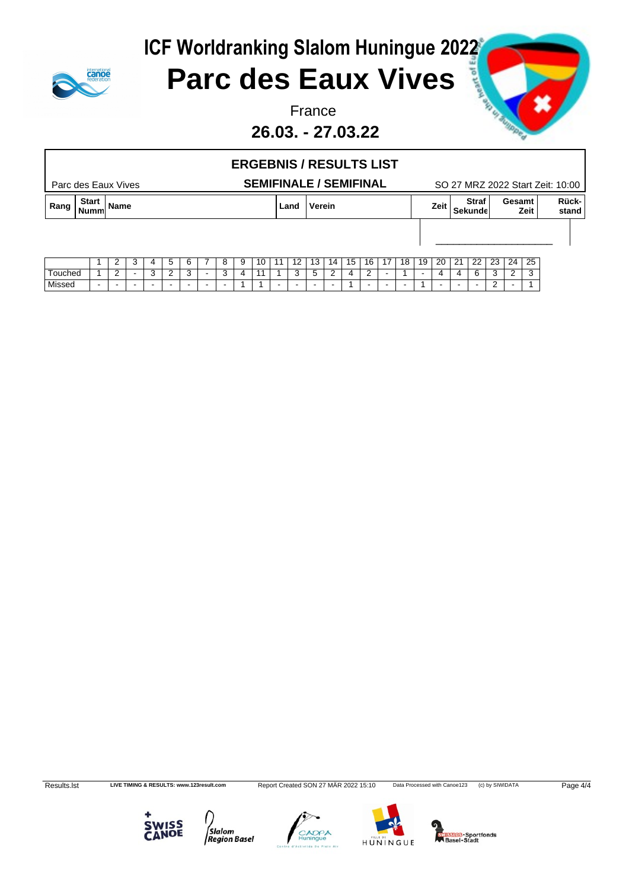# ICF Worldranking Slalom Huningue 2022

# Parc des Eaux Vives

France

**26.03. - 27.03.22**

## ERGEBNIS / RESULTS LIST

Parc des Eaux Vives — **SEMIFINALE / SEMIFINAL** — SO 27 MRZ 2022 Start Zeit: 10:00

| Rang | Start Numm | Name | Land | Verein | Zeit | Straf Sekunde | Gesamt Zeit | Rück-stand |
|---|---|---|---|---|---|---|---|---|

|  | 1 | 2 | 3 | 4 | 5 | 6 | 7 | 8 | 9 | 10 | 11 | 12 | 13 | 14 | 15 | 16 | 17 | 18 | 19 | 20 | 21 | 22 | 23 | 24 | 25 |
|---|---|---|---|---|---|---|---|---|---|---|---|---|---|---|---|---|---|---|---|---|---|---|---|---|---|
| Touched | 1 | 2 | - | 3 | 2 | 3 | - | 3 | 4 | 11 | 1 | 3 | 5 | 2 | 4 | 2 | - | 1 | - | 4 | 4 | 6 | 3 | 2 | 3 |
| Missed | - | - | - | - | - | - | - | - | 1 | 1 | - | - | - | - | 1 | - | - | - | 1 | - | - | - | 2 | - | 1 |

Results.lst — LIVE TIMING & RESULTS: www.123result.com — Report Created SON 27 MÄR 2022 15:10 — Data Processed with Canoe123 — (c) by SIWIDATA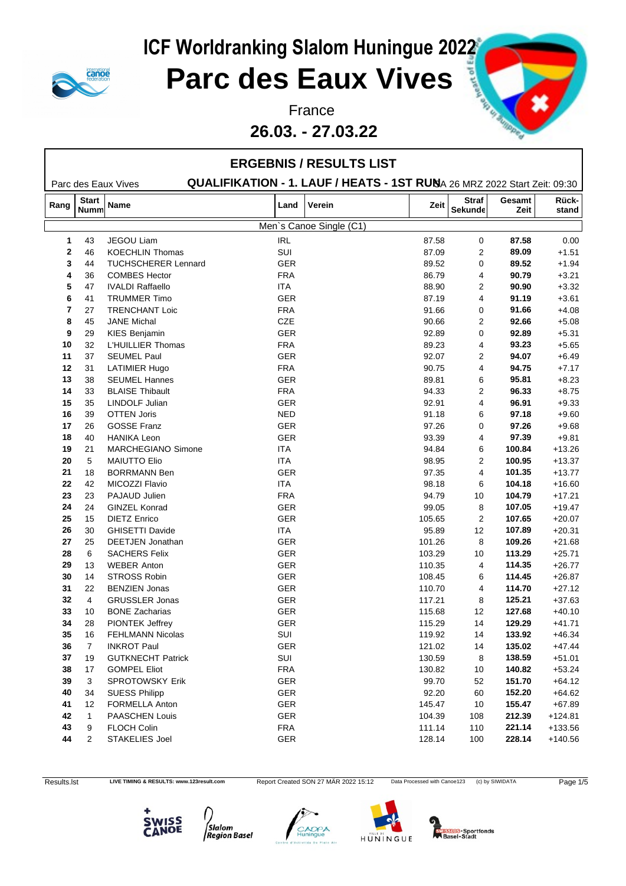# ICF Worldranking Slalom Huningue 2022

# Parc des Eaux Vives

France

**26.03. - 27.03.22**

## ERGEBNIS / RESULTS LIST

Parc des Eaux Vives **QUALIFIKATION - 1. LAUF / HEATS - 1ST RUN** SA 26 MRZ 2022 Start Zeit: 09:30

| Rang | Start Numm | Name | Land | Verein | Zeit | Straf Sekunde | Gesamt Zeit | Rück-stand |
|---|---|---|---|---|---|---|---|---|
| | | | Men`s Canoe Single (C1) | | | | | |
| **1** | 43 | JEGOU Liam | IRL | | 87.58 | 0 | **87.58** | 0.00 |
| **2** | 46 | KOECHLIN Thomas | SUI | | 87.09 | 2 | **89.09** | +1.51 |
| **3** | 44 | TUCHSCHERER Lennard | GER | | 89.52 | 0 | **89.52** | +1.94 |
| **4** | 36 | COMBES Hector | FRA | | 86.79 | 4 | **90.79** | +3.21 |
| **5** | 47 | IVALDI Raffaello | ITA | | 88.90 | 2 | **90.90** | +3.32 |
| **6** | 41 | TRUMMER Timo | GER | | 87.19 | 4 | **91.19** | +3.61 |
| **7** | 27 | TRENCHANT Loic | FRA | | 91.66 | 0 | **91.66** | +4.08 |
| **8** | 45 | JANE Michal | CZE | | 90.66 | 2 | **92.66** | +5.08 |
| **9** | 29 | KIES Benjamin | GER | | 92.89 | 0 | **92.89** | +5.31 |
| **10** | 32 | L'HUILLIER Thomas | FRA | | 89.23 | 4 | **93.23** | +5.65 |
| **11** | 37 | SEUMEL Paul | GER | | 92.07 | 2 | **94.07** | +6.49 |
| **12** | 31 | LATIMIER Hugo | FRA | | 90.75 | 4 | **94.75** | +7.17 |
| **13** | 38 | SEUMEL Hannes | GER | | 89.81 | 6 | **95.81** | +8.23 |
| **14** | 33 | BLAISE Thibault | FRA | | 94.33 | 2 | **96.33** | +8.75 |
| **15** | 35 | LINDOLF Julian | GER | | 92.91 | 4 | **96.91** | +9.33 |
| **16** | 39 | OTTEN Joris | NED | | 91.18 | 6 | **97.18** | +9.60 |
| **17** | 26 | GOSSE Franz | GER | | 97.26 | 0 | **97.26** | +9.68 |
| **18** | 40 | HANIKA Leon | GER | | 93.39 | 4 | **97.39** | +9.81 |
| **19** | 21 | MARCHEGIANO Simone | ITA | | 94.84 | 6 | **100.84** | +13.26 |
| **20** | 5 | MAIUTTO Elio | ITA | | 98.95 | 2 | **100.95** | +13.37 |
| **21** | 18 | BORRMANN Ben | GER | | 97.35 | 4 | **101.35** | +13.77 |
| **22** | 42 | MICOZZI Flavio | ITA | | 98.18 | 6 | **104.18** | +16.60 |
| **23** | 23 | PAJAUD Julien | FRA | | 94.79 | 10 | **104.79** | +17.21 |
| **24** | 24 | GINZEL Konrad | GER | | 99.05 | 8 | **107.05** | +19.47 |
| **25** | 15 | DIETZ Enrico | GER | | 105.65 | 2 | **107.65** | +20.07 |
| **26** | 30 | GHISETTI Davide | ITA | | 95.89 | 12 | **107.89** | +20.31 |
| **27** | 25 | DEETJEN Jonathan | GER | | 101.26 | 8 | **109.26** | +21.68 |
| **28** | 6 | SACHERS Felix | GER | | 103.29 | 10 | **113.29** | +25.71 |
| **29** | 13 | WEBER Anton | GER | | 110.35 | 4 | **114.35** | +26.77 |
| **30** | 14 | STROSS Robin | GER | | 108.45 | 6 | **114.45** | +26.87 |
| **31** | 22 | BENZIEN Jonas | GER | | 110.70 | 4 | **114.70** | +27.12 |
| **32** | 4 | GRUSSLER Jonas | GER | | 117.21 | 8 | **125.21** | +37.63 |
| **33** | 10 | BONE Zacharias | GER | | 115.68 | 12 | **127.68** | +40.10 |
| **34** | 28 | PIONTEK Jeffrey | GER | | 115.29 | 14 | **129.29** | +41.71 |
| **35** | 16 | FEHLMANN Nicolas | SUI | | 119.92 | 14 | **133.92** | +46.34 |
| **36** | 7 | INKROT Paul | GER | | 121.02 | 14 | **135.02** | +47.44 |
| **37** | 19 | GUTKNECHT Patrick | SUI | | 130.59 | 8 | **138.59** | +51.01 |
| **38** | 17 | GOMPEL Eliot | FRA | | 130.82 | 10 | **140.82** | +53.24 |
| **39** | 3 | SPROTOWSKY Erik | GER | | 99.70 | 52 | **151.70** | +64.12 |
| **40** | 34 | SUESS Philipp | GER | | 92.20 | 60 | **152.20** | +64.62 |
| **41** | 12 | FORMELLA Anton | GER | | 145.47 | 10 | **155.47** | +67.89 |
| **42** | 1 | PAASCHEN Louis | GER | | 104.39 | 108 | **212.39** | +124.81 |
| **43** | 9 | FLOCH Colin | FRA | | 111.14 | 110 | **221.14** | +133.56 |
| **44** | 2 | STAKELIES Joel | GER | | 128.14 | 100 | **228.14** | +140.56 |

Results.lst LIVE TIMING & RESULTS: www.123result.com Report Created SON 27 MÄR 2022 15:12 Data Processed with Canoe123 (c) by SIWIDATA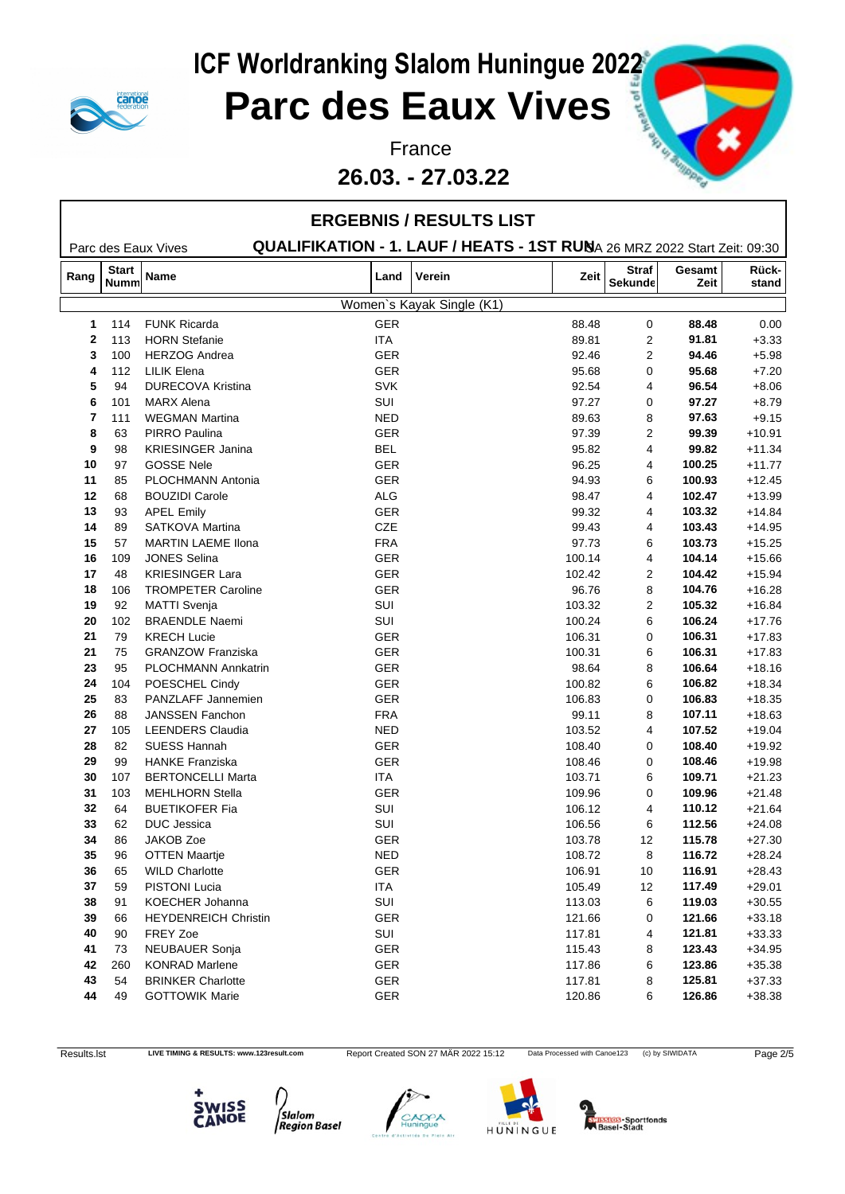# ICF Worldranking Slalom Huningue 2022

# Parc des Eaux Vives

France

**26.03. - 27.03.22**

## ERGEBNIS / RESULTS LIST

Parc des Eaux Vives **QUALIFIKATION - 1. LAUF / HEATS - 1ST RUN** SA 26 MRZ 2022 Start Zeit: 09:30

Women`s Kayak Single (K1)

| Rang | Start Numm | Name | Land | Verein | Zeit | Straf Sekunde | Gesamt Zeit | Rück-stand |
|---|---|---|---|---|---|---|---|---|
| 1 | 114 | FUNK Ricarda | GER | | 88.48 | 0 | **88.48** | 0.00 |
| 2 | 113 | HORN Stefanie | ITA | | 89.81 | 2 | **91.81** | +3.33 |
| 3 | 100 | HERZOG Andrea | GER | | 92.46 | 2 | **94.46** | +5.98 |
| 4 | 112 | LILIK Elena | GER | | 95.68 | 0 | **95.68** | +7.20 |
| 5 | 94 | DURECOVA Kristina | SVK | | 92.54 | 4 | **96.54** | +8.06 |
| 6 | 101 | MARX Alena | SUI | | 97.27 | 0 | **97.27** | +8.79 |
| 7 | 111 | WEGMAN Martina | NED | | 89.63 | 8 | **97.63** | +9.15 |
| 8 | 63 | PIRRO Paulina | GER | | 97.39 | 2 | **99.39** | +10.91 |
| 9 | 98 | KRIESINGER Janina | BEL | | 95.82 | 4 | **99.82** | +11.34 |
| 10 | 97 | GOSSE Nele | GER | | 96.25 | 4 | **100.25** | +11.77 |
| 11 | 85 | PLOCHMANN Antonia | GER | | 94.93 | 6 | **100.93** | +12.45 |
| 12 | 68 | BOUZIDI Carole | ALG | | 98.47 | 4 | **102.47** | +13.99 |
| 13 | 93 | APEL Emily | GER | | 99.32 | 4 | **103.32** | +14.84 |
| 14 | 89 | SATKOVA Martina | CZE | | 99.43 | 4 | **103.43** | +14.95 |
| 15 | 57 | MARTIN LAEME Ilona | FRA | | 97.73 | 6 | **103.73** | +15.25 |
| 16 | 109 | JONES Selina | GER | | 100.14 | 4 | **104.14** | +15.66 |
| 17 | 48 | KRIESINGER Lara | GER | | 102.42 | 2 | **104.42** | +15.94 |
| 18 | 106 | TROMPETER Caroline | GER | | 96.76 | 8 | **104.76** | +16.28 |
| 19 | 92 | MATTI Svenja | SUI | | 103.32 | 2 | **105.32** | +16.84 |
| 20 | 102 | BRAENDLE Naemi | SUI | | 100.24 | 6 | **106.24** | +17.76 |
| 21 | 79 | KRECH Lucie | GER | | 106.31 | 0 | **106.31** | +17.83 |
| 21 | 75 | GRANZOW Franziska | GER | | 100.31 | 6 | **106.31** | +17.83 |
| 23 | 95 | PLOCHMANN Annkatrin | GER | | 98.64 | 8 | **106.64** | +18.16 |
| 24 | 104 | POESCHEL Cindy | GER | | 100.82 | 6 | **106.82** | +18.34 |
| 25 | 83 | PANZLAFF Jannemien | GER | | 106.83 | 0 | **106.83** | +18.35 |
| 26 | 88 | JANSSEN Fanchon | FRA | | 99.11 | 8 | **107.11** | +18.63 |
| 27 | 105 | LEENDERS Claudia | NED | | 103.52 | 4 | **107.52** | +19.04 |
| 28 | 82 | SUESS Hannah | GER | | 108.40 | 0 | **108.40** | +19.92 |
| 29 | 99 | HANKE Franziska | GER | | 108.46 | 0 | **108.46** | +19.98 |
| 30 | 107 | BERTONCELLI Marta | ITA | | 103.71 | 6 | **109.71** | +21.23 |
| 31 | 103 | MEHLHORN Stella | GER | | 109.96 | 0 | **109.96** | +21.48 |
| 32 | 64 | BUETIKOFER Fia | SUI | | 106.12 | 4 | **110.12** | +21.64 |
| 33 | 62 | DUC Jessica | SUI | | 106.56 | 6 | **112.56** | +24.08 |
| 34 | 86 | JAKOB Zoe | GER | | 103.78 | 12 | **115.78** | +27.30 |
| 35 | 96 | OTTEN Maartje | NED | | 108.72 | 8 | **116.72** | +28.24 |
| 36 | 65 | WILD Charlotte | GER | | 106.91 | 10 | **116.91** | +28.43 |
| 37 | 59 | PISTONI Lucia | ITA | | 105.49 | 12 | **117.49** | +29.01 |
| 38 | 91 | KOECHER Johanna | SUI | | 113.03 | 6 | **119.03** | +30.55 |
| 39 | 66 | HEYDENREICH Christin | GER | | 121.66 | 0 | **121.66** | +33.18 |
| 40 | 90 | FREY Zoe | SUI | | 117.81 | 4 | **121.81** | +33.33 |
| 41 | 73 | NEUBAUER Sonja | GER | | 115.43 | 8 | **123.43** | +34.95 |
| 42 | 260 | KONRAD Marlene | GER | | 117.86 | 6 | **123.86** | +35.38 |
| 43 | 54 | BRINKER Charlotte | GER | | 117.81 | 8 | **125.81** | +37.33 |
| 44 | 49 | GOTTOWIK Marie | GER | | 120.86 | 6 | **126.86** | +38.38 |

Results.lst LIVE TIMING & RESULTS: www.123result.com Report Created SON 27 MÄR 2022 15:12 Data Processed with Canoe123 (c) by SIWIDATA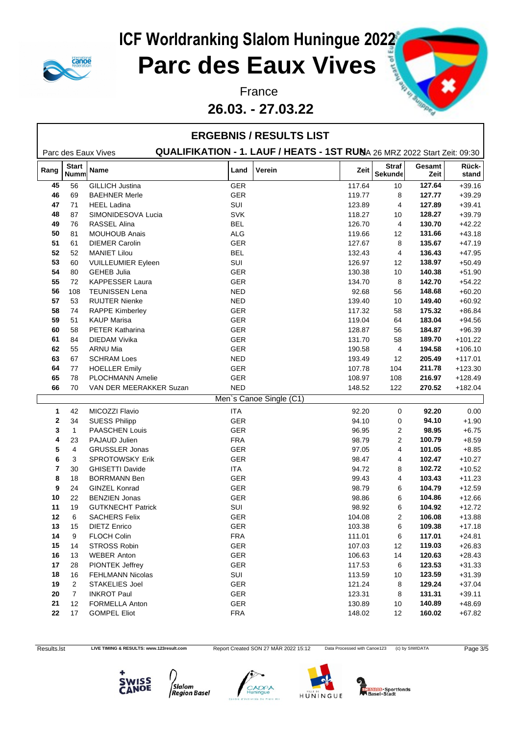# ICF Worldranking Slalom Huningue 2022

# Parc des Eaux Vives

France

**26.03. - 27.03.22**

## ERGEBNIS / RESULTS LIST

Parc des Eaux Vives **QUALIFIKATION - 1. LAUF / HEATS - 1ST RUN** SA 26 MRZ 2022 Start Zeit: 09:30

| Rang | Start Numm | Name | Land | Verein | Zeit | Straf Sekunde | Gesamt Zeit | Rück-stand |
|---|---|---|---|---|---|---|---|---|
| 45 | 56 | GILLICH Justina | GER | | 117.64 | 10 | 127.64 | +39.16 |
| 46 | 69 | BAEHNER Merle | GER | | 119.77 | 8 | 127.77 | +39.29 |
| 47 | 71 | HEEL Ladina | SUI | | 123.89 | 4 | 127.89 | +39.41 |
| 48 | 87 | SIMONIDESOVA Lucia | SVK | | 118.27 | 10 | 128.27 | +39.79 |
| 49 | 76 | RASSEL Alina | BEL | | 126.70 | 4 | 130.70 | +42.22 |
| 50 | 81 | MOUHOUB Anais | ALG | | 119.66 | 12 | 131.66 | +43.18 |
| 51 | 61 | DIEMER Carolin | GER | | 127.67 | 8 | 135.67 | +47.19 |
| 52 | 52 | MANIET Lilou | BEL | | 132.43 | 4 | 136.43 | +47.95 |
| 53 | 60 | VUILLEUMIER Eyleen | SUI | | 126.97 | 12 | 138.97 | +50.49 |
| 54 | 80 | GEHEB Julia | GER | | 130.38 | 10 | 140.38 | +51.90 |
| 55 | 72 | KAPPESSER Laura | GER | | 134.70 | 8 | 142.70 | +54.22 |
| 56 | 108 | TEUNISSEN Lena | NED | | 92.68 | 56 | 148.68 | +60.20 |
| 57 | 53 | RUIJTER Nienke | NED | | 139.40 | 10 | 149.40 | +60.92 |
| 58 | 74 | RAPPE Kimberley | GER | | 117.32 | 58 | 175.32 | +86.84 |
| 59 | 51 | KAUP Marisa | GER | | 119.04 | 64 | 183.04 | +94.56 |
| 60 | 58 | PETER Katharina | GER | | 128.87 | 56 | 184.87 | +96.39 |
| 61 | 84 | DIEDAM Vivika | GER | | 131.70 | 58 | 189.70 | +101.22 |
| 62 | 55 | ARNU Mia | GER | | 190.58 | 4 | 194.58 | +106.10 |
| 63 | 67 | SCHRAM Loes | NED | | 193.49 | 12 | 205.49 | +117.01 |
| 64 | 77 | HOELLER Emily | GER | | 107.78 | 104 | 211.78 | +123.30 |
| 65 | 78 | PLOCHMANN Amelie | GER | | 108.97 | 108 | 216.97 | +128.49 |
| 66 | 70 | VAN DER MEERAKKER Suzan | NED | | 148.52 | 122 | 270.52 | +182.04 |
| | | **Men`s Canoe Single (C1)** | | | | | | |
| 1 | 42 | MICOZZI Flavio | ITA | | 92.20 | 0 | 92.20 | 0.00 |
| 2 | 34 | SUESS Philipp | GER | | 94.10 | 0 | 94.10 | +1.90 |
| 3 | 1 | PAASCHEN Louis | GER | | 96.95 | 2 | 98.95 | +6.75 |
| 4 | 23 | PAJAUD Julien | FRA | | 98.79 | 2 | 100.79 | +8.59 |
| 5 | 4 | GRUSSLER Jonas | GER | | 97.05 | 4 | 101.05 | +8.85 |
| 6 | 3 | SPROTOWSKY Erik | GER | | 98.47 | 4 | 102.47 | +10.27 |
| 7 | 30 | GHISETTI Davide | ITA | | 94.72 | 8 | 102.72 | +10.52 |
| 8 | 18 | BORRMANN Ben | GER | | 99.43 | 4 | 103.43 | +11.23 |
| 9 | 24 | GINZEL Konrad | GER | | 98.79 | 6 | 104.79 | +12.59 |
| 10 | 22 | BENZIEN Jonas | GER | | 98.86 | 6 | 104.86 | +12.66 |
| 11 | 19 | GUTKNECHT Patrick | SUI | | 98.92 | 6 | 104.92 | +12.72 |
| 12 | 6 | SACHERS Felix | GER | | 104.08 | 2 | 106.08 | +13.88 |
| 13 | 15 | DIETZ Enrico | GER | | 103.38 | 6 | 109.38 | +17.18 |
| 14 | 9 | FLOCH Colin | FRA | | 111.01 | 6 | 117.01 | +24.81 |
| 15 | 14 | STROSS Robin | GER | | 107.03 | 12 | 119.03 | +26.83 |
| 16 | 13 | WEBER Anton | GER | | 106.63 | 14 | 120.63 | +28.43 |
| 17 | 28 | PIONTEK Jeffrey | GER | | 117.53 | 6 | 123.53 | +31.33 |
| 18 | 16 | FEHLMANN Nicolas | SUI | | 113.59 | 10 | 123.59 | +31.39 |
| 19 | 2 | STAKELIES Joel | GER | | 121.24 | 8 | 129.24 | +37.04 |
| 20 | 7 | INKROT Paul | GER | | 123.31 | 8 | 131.31 | +39.11 |
| 21 | 12 | FORMELLA Anton | GER | | 130.89 | 10 | 140.89 | +48.69 |
| 22 | 17 | GOMPEL Eliot | FRA | | 148.02 | 12 | 160.02 | +67.82 |

Results.lst LIVE TIMING & RESULTS: www.123result.com Report Created SON 27 MÄR 2022 15:12 Data Processed with Canoe123 (c) by SIWIDATA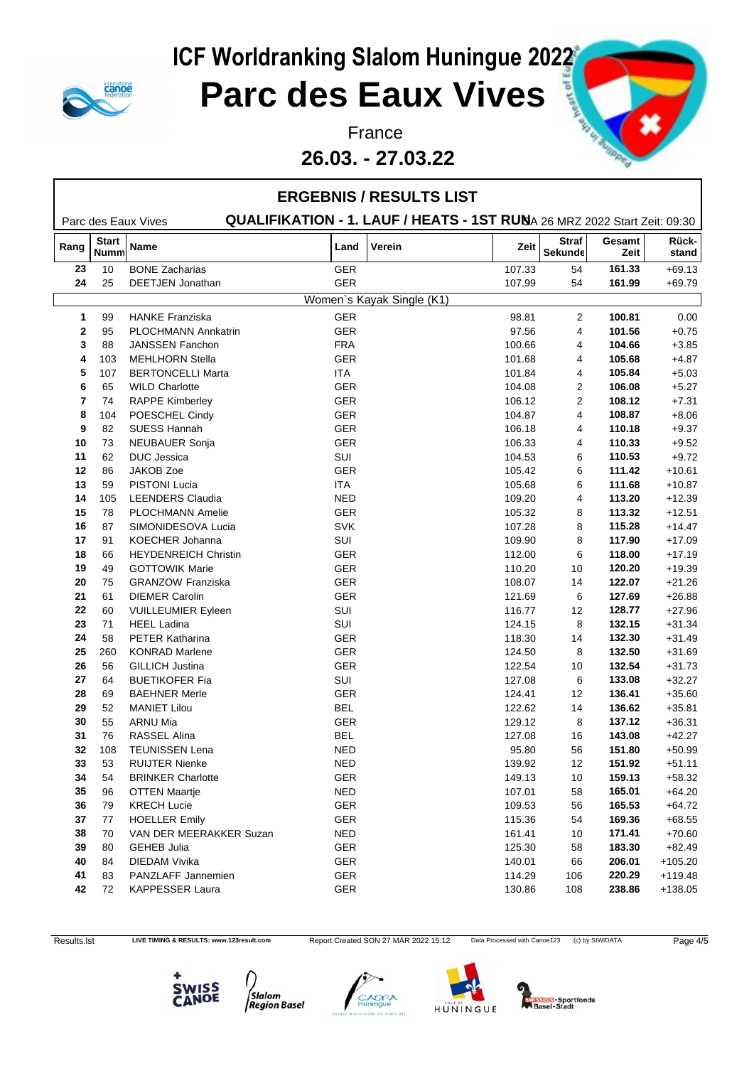# ICF Worldranking Slalom Huningue 2022

# Parc des Eaux Vives

France

**26.03. - 27.03.22**

## ERGEBNIS / RESULTS LIST

Parc des Eaux Vives **QUALIFIKATION - 1. LAUF / HEATS - 1ST RUN** SA 26 MRZ 2022 Start Zeit: 09:30

| Rang | Start Numm | Name | Land | Verein | Zeit | Straf Sekunde | Gesamt Zeit | Rück-stand |
|---|---|---|---|---|---|---|---|---|
| 23 | 10 | BONE Zacharias | GER | | 107.33 | 54 | 161.33 | +69.13 |
| 24 | 25 | DEETJEN Jonathan | GER | | 107.99 | 54 | 161.99 | +69.79 |
| | | | Women`s Kayak Single (K1) | | | | | |
| 1 | 99 | HANKE Franziska | GER | | 98.81 | 2 | 100.81 | 0.00 |
| 2 | 95 | PLOCHMANN Annkatrin | GER | | 97.56 | 4 | 101.56 | +0.75 |
| 3 | 88 | JANSSEN Fanchon | FRA | | 100.66 | 4 | 104.66 | +3.85 |
| 4 | 103 | MEHLHORN Stella | GER | | 101.68 | 4 | 105.68 | +4.87 |
| 5 | 107 | BERTONCELLI Marta | ITA | | 101.84 | 4 | 105.84 | +5.03 |
| 6 | 65 | WILD Charlotte | GER | | 104.08 | 2 | 106.08 | +5.27 |
| 7 | 74 | RAPPE Kimberley | GER | | 106.12 | 2 | 108.12 | +7.31 |
| 8 | 104 | POESCHEL Cindy | GER | | 104.87 | 4 | 108.87 | +8.06 |
| 9 | 82 | SUESS Hannah | GER | | 106.18 | 4 | 110.18 | +9.37 |
| 10 | 73 | NEUBAUER Sonja | GER | | 106.33 | 4 | 110.33 | +9.52 |
| 11 | 62 | DUC Jessica | SUI | | 104.53 | 6 | 110.53 | +9.72 |
| 12 | 86 | JAKOB Zoe | GER | | 105.42 | 6 | 111.42 | +10.61 |
| 13 | 59 | PISTONI Lucia | ITA | | 105.68 | 6 | 111.68 | +10.87 |
| 14 | 105 | LEENDERS Claudia | NED | | 109.20 | 4 | 113.20 | +12.39 |
| 15 | 78 | PLOCHMANN Amelie | GER | | 105.32 | 8 | 113.32 | +12.51 |
| 16 | 87 | SIMONIDESOVA Lucia | SVK | | 107.28 | 8 | 115.28 | +14.47 |
| 17 | 91 | KOECHER Johanna | SUI | | 109.90 | 8 | 117.90 | +17.09 |
| 18 | 66 | HEYDENREICH Christin | GER | | 112.00 | 6 | 118.00 | +17.19 |
| 19 | 49 | GOTTOWIK Marie | GER | | 110.20 | 10 | 120.20 | +19.39 |
| 20 | 75 | GRANZOW Franziska | GER | | 108.07 | 14 | 122.07 | +21.26 |
| 21 | 61 | DIEMER Carolin | GER | | 121.69 | 6 | 127.69 | +26.88 |
| 22 | 60 | VUILLEUMIER Eyleen | SUI | | 116.77 | 12 | 128.77 | +27.96 |
| 23 | 71 | HEEL Ladina | SUI | | 124.15 | 8 | 132.15 | +31.34 |
| 24 | 58 | PETER Katharina | GER | | 118.30 | 14 | 132.30 | +31.49 |
| 25 | 260 | KONRAD Marlene | GER | | 124.50 | 8 | 132.50 | +31.69 |
| 26 | 56 | GILLICH Justina | GER | | 122.54 | 10 | 132.54 | +31.73 |
| 27 | 64 | BUETIKOFER Fia | SUI | | 127.08 | 6 | 133.08 | +32.27 |
| 28 | 69 | BAEHNER Merle | GER | | 124.41 | 12 | 136.41 | +35.60 |
| 29 | 52 | MANIET Lilou | BEL | | 122.62 | 14 | 136.62 | +35.81 |
| 30 | 55 | ARNU Mia | GER | | 129.12 | 8 | 137.12 | +36.31 |
| 31 | 76 | RASSEL Alina | BEL | | 127.08 | 16 | 143.08 | +42.27 |
| 32 | 108 | TEUNISSEN Lena | NED | | 95.80 | 56 | 151.80 | +50.99 |
| 33 | 53 | RUIJTER Nienke | NED | | 139.92 | 12 | 151.92 | +51.11 |
| 34 | 54 | BRINKER Charlotte | GER | | 149.13 | 10 | 159.13 | +58.32 |
| 35 | 96 | OTTEN Maartje | NED | | 107.01 | 58 | 165.01 | +64.20 |
| 36 | 79 | KRECH Lucie | GER | | 109.53 | 56 | 165.53 | +64.72 |
| 37 | 77 | HOELLER Emily | GER | | 115.36 | 54 | 169.36 | +68.55 |
| 38 | 70 | VAN DER MEERAKKER Suzan | NED | | 161.41 | 10 | 171.41 | +70.60 |
| 39 | 80 | GEHEB Julia | GER | | 125.30 | 58 | 183.30 | +82.49 |
| 40 | 84 | DIEDAM Vivika | GER | | 140.01 | 66 | 206.01 | +105.20 |
| 41 | 83 | PANZLAFF Jannemien | GER | | 114.29 | 106 | 220.29 | +119.48 |
| 42 | 72 | KAPPESSER Laura | GER | | 130.86 | 108 | 238.86 | +138.05 |

Results.lst LIVE TIMING & RESULTS: www.123result.com Report Created SON 27 MÄR 2022 15:12 Data Processed with Canoe123 (c) by SIWIDATA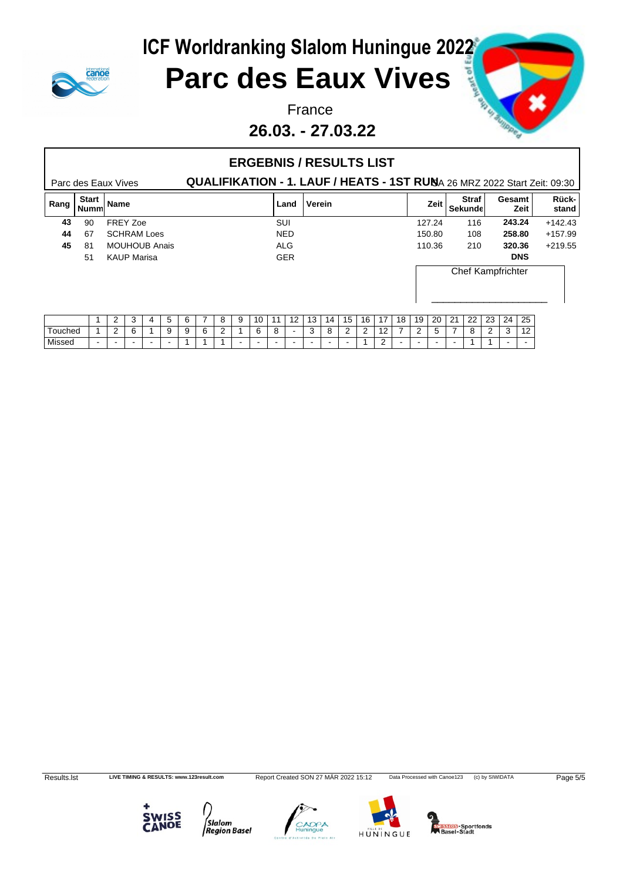# ICF Worldranking Slalom Huningue 2022

# Parc des Eaux Vives

France

**26.03. - 27.03.22**

## ERGEBNIS / RESULTS LIST

Parc des Eaux Vives — **QUALIFIKATION - 1. LAUF / HEATS - 1ST RUN** SA 26 MRZ 2022 Start Zeit: 09:30

| Rang | Start Numm | Name | Land | Verein | Zeit | Straf Sekunde | Gesamt Zeit | Rück-stand |
|---|---|---|---|---|---|---|---|---|
| **43** | 90 | FREY Zoe | SUI | | 127.24 | 116 | **243.24** | +142.43 |
| **44** | 67 | SCHRAM Loes | NED | | 150.80 | 108 | **258.80** | +157.99 |
| **45** | 81 | MOUHOUB Anais | ALG | | 110.36 | 210 | **320.36** | +219.55 |
| | 51 | KAUP Marisa | GER | | | | **DNS** | |

Chef Kampfrichter

______________________

| | 1 | 2 | 3 | 4 | 5 | 6 | 7 | 8 | 9 | 10 | 11 | 12 | 13 | 14 | 15 | 16 | 17 | 18 | 19 | 20 | 21 | 22 | 23 | 24 | 25 |
|---|---|---|---|---|---|---|---|---|---|---|---|---|---|---|---|---|---|---|---|---|---|---|---|---|---|
| Touched | 1 | 2 | 6 | 1 | 9 | 9 | 6 | 2 | 1 | 6 | 8 | - | 3 | 8 | 2 | 2 | 12 | 7 | 2 | 5 | 7 | 8 | 2 | 3 | 12 |
| Missed | - | - | - | - | - | 1 | 1 | 1 | - | - | - | - | - | - | - | 1 | 2 | - | - | - | - | 1 | 1 | - | - |

Results.lst — LIVE TIMING & RESULTS: www.123result.com — Report Created SON 27 MÄR 2022 15:12 — Data Processed with Canoe123 — (c) by SIWIDATA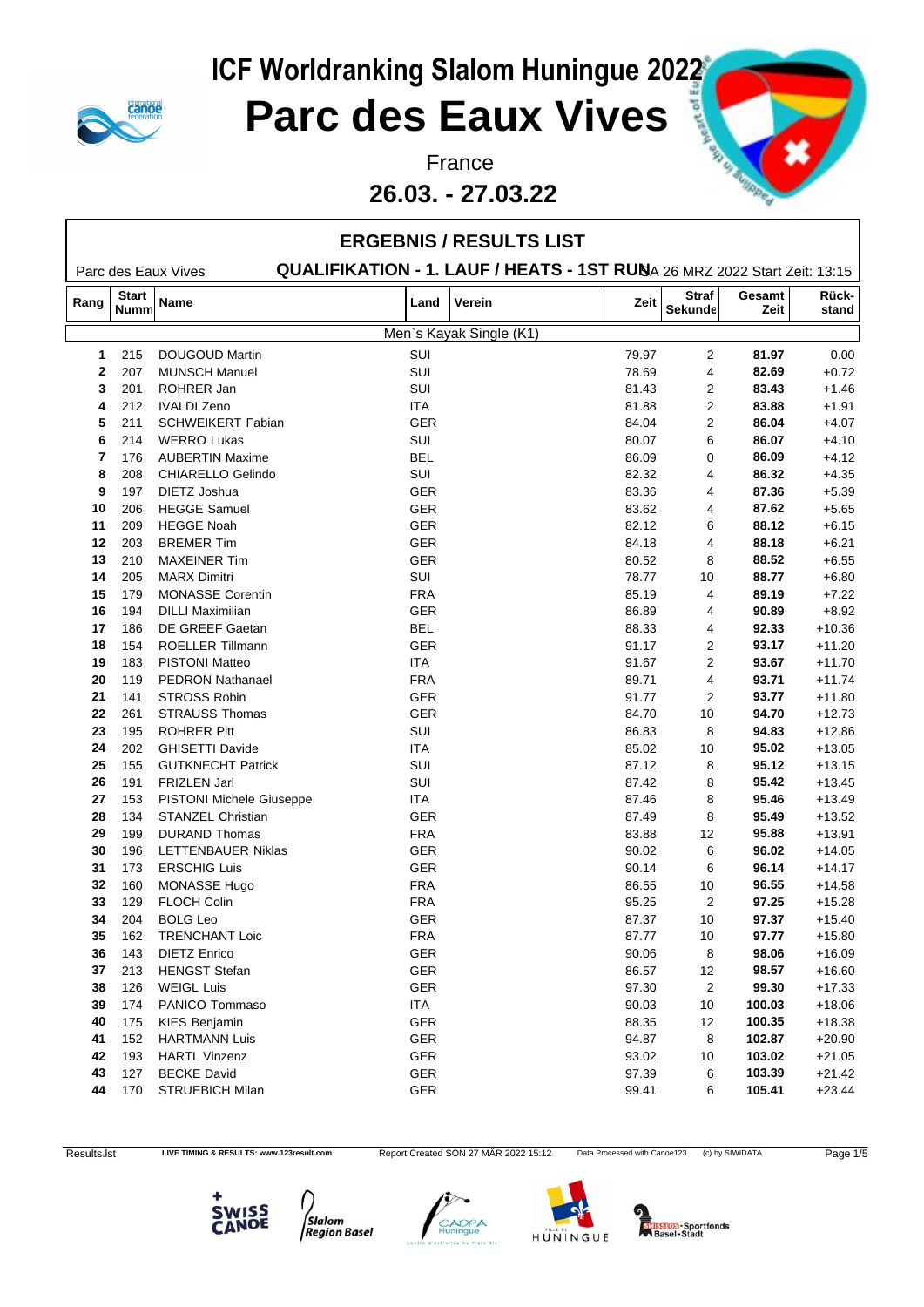# ICF Worldranking Slalom Huningue 2022

# Parc des Eaux Vives

France

**26.03. - 27.03.22**

## ERGEBNIS / RESULTS LIST

Parc des Eaux Vives **QUALIFIKATION - 1. LAUF / HEATS - 1ST RUN** SA 26 MRZ 2022 Start Zeit: 13:15

| Rang | Start Numm | Name | Land | Verein | Zeit | Straf Sekunde | Gesamt Zeit | Rück-stand |
|---|---|---|---|---|---|---|---|---|
| | | Men`s Kayak Single (K1) | | | | | | |
| **1** | 215 | DOUGOUD Martin | SUI | | 79.97 | 2 | **81.97** | 0.00 |
| **2** | 207 | MUNSCH Manuel | SUI | | 78.69 | 4 | **82.69** | +0.72 |
| **3** | 201 | ROHRER Jan | SUI | | 81.43 | 2 | **83.43** | +1.46 |
| **4** | 212 | IVALDI Zeno | ITA | | 81.88 | 2 | **83.88** | +1.91 |
| **5** | 211 | SCHWEIKERT Fabian | GER | | 84.04 | 2 | **86.04** | +4.07 |
| **6** | 214 | WERRO Lukas | SUI | | 80.07 | 6 | **86.07** | +4.10 |
| **7** | 176 | AUBERTIN Maxime | BEL | | 86.09 | 0 | **86.09** | +4.12 |
| **8** | 208 | CHIARELLO Gelindo | SUI | | 82.32 | 4 | **86.32** | +4.35 |
| **9** | 197 | DIETZ Joshua | GER | | 83.36 | 4 | **87.36** | +5.39 |
| **10** | 206 | HEGGE Samuel | GER | | 83.62 | 4 | **87.62** | +5.65 |
| **11** | 209 | HEGGE Noah | GER | | 82.12 | 6 | **88.12** | +6.15 |
| **12** | 203 | BREMER Tim | GER | | 84.18 | 4 | **88.18** | +6.21 |
| **13** | 210 | MAXEINER Tim | GER | | 80.52 | 8 | **88.52** | +6.55 |
| **14** | 205 | MARX Dimitri | SUI | | 78.77 | 10 | **88.77** | +6.80 |
| **15** | 179 | MONASSE Corentin | FRA | | 85.19 | 4 | **89.19** | +7.22 |
| **16** | 194 | DILLI Maximilian | GER | | 86.89 | 4 | **90.89** | +8.92 |
| **17** | 186 | DE GREEF Gaetan | BEL | | 88.33 | 4 | **92.33** | +10.36 |
| **18** | 154 | ROELLER Tillmann | GER | | 91.17 | 2 | **93.17** | +11.20 |
| **19** | 183 | PISTONI Matteo | ITA | | 91.67 | 2 | **93.67** | +11.70 |
| **20** | 119 | PEDRON Nathanael | FRA | | 89.71 | 4 | **93.71** | +11.74 |
| **21** | 141 | STROSS Robin | GER | | 91.77 | 2 | **93.77** | +11.80 |
| **22** | 261 | STRAUSS Thomas | GER | | 84.70 | 10 | **94.70** | +12.73 |
| **23** | 195 | ROHRER Pitt | SUI | | 86.83 | 8 | **94.83** | +12.86 |
| **24** | 202 | GHISETTI Davide | ITA | | 85.02 | 10 | **95.02** | +13.05 |
| **25** | 155 | GUTKNECHT Patrick | SUI | | 87.12 | 8 | **95.12** | +13.15 |
| **26** | 191 | FRIZLEN Jarl | SUI | | 87.42 | 8 | **95.42** | +13.45 |
| **27** | 153 | PISTONI Michele Giuseppe | ITA | | 87.46 | 8 | **95.46** | +13.49 |
| **28** | 134 | STANZEL Christian | GER | | 87.49 | 8 | **95.49** | +13.52 |
| **29** | 199 | DURAND Thomas | FRA | | 83.88 | 12 | **95.88** | +13.91 |
| **30** | 196 | LETTENBAUER Niklas | GER | | 90.02 | 6 | **96.02** | +14.05 |
| **31** | 173 | ERSCHIG Luis | GER | | 90.14 | 6 | **96.14** | +14.17 |
| **32** | 160 | MONASSE Hugo | FRA | | 86.55 | 10 | **96.55** | +14.58 |
| **33** | 129 | FLOCH Colin | FRA | | 95.25 | 2 | **97.25** | +15.28 |
| **34** | 204 | BOLG Leo | GER | | 87.37 | 10 | **97.37** | +15.40 |
| **35** | 162 | TRENCHANT Loic | FRA | | 87.77 | 10 | **97.77** | +15.80 |
| **36** | 143 | DIETZ Enrico | GER | | 90.06 | 8 | **98.06** | +16.09 |
| **37** | 213 | HENGST Stefan | GER | | 86.57 | 12 | **98.57** | +16.60 |
| **38** | 126 | WEIGL Luis | GER | | 97.30 | 2 | **99.30** | +17.33 |
| **39** | 174 | PANICO Tommaso | ITA | | 90.03 | 10 | **100.03** | +18.06 |
| **40** | 175 | KIES Benjamin | GER | | 88.35 | 12 | **100.35** | +18.38 |
| **41** | 152 | HARTMANN Luis | GER | | 94.87 | 8 | **102.87** | +20.90 |
| **42** | 193 | HARTL Vinzenz | GER | | 93.02 | 10 | **103.02** | +21.05 |
| **43** | 127 | BECKE David | GER | | 97.39 | 6 | **103.39** | +21.42 |
| **44** | 170 | STRUEBICH Milan | GER | | 99.41 | 6 | **105.41** | +23.44 |

Results.lst LIVE TIMING & RESULTS: www.123result.com Report Created SON 27 MÄR 2022 15:12 Data Processed with Canoe123 (c) by SIWIDATA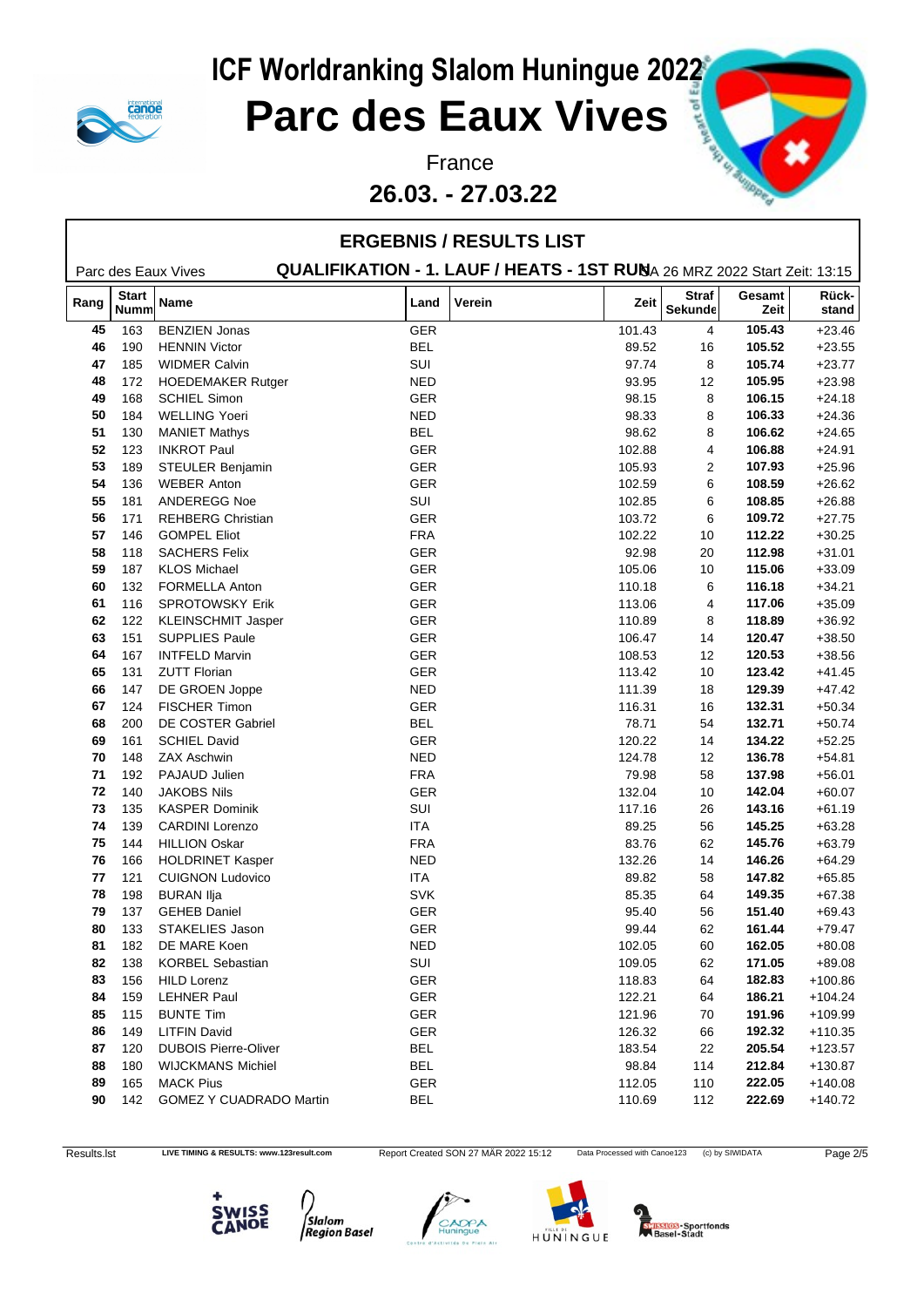# ICF Worldranking Slalom Huningue 2022

# Parc des Eaux Vives

France

**26.03. - 27.03.22**

## ERGEBNIS / RESULTS LIST

Parc des Eaux Vives **QUALIFIKATION - 1. LAUF / HEATS - 1ST RUN** SA 26 MRZ 2022 Start Zeit: 13:15

| Rang | Start Numm | Name | Land | Verein | Zeit | Straf Sekunde | Gesamt Zeit | Rück-stand |
|---|---|---|---|---|---|---|---|---|
| 45 | 163 | BENZIEN Jonas | GER | | 101.43 | 4 | **105.43** | +23.46 |
| 46 | 190 | HENNIN Victor | BEL | | 89.52 | 16 | **105.52** | +23.55 |
| 47 | 185 | WIDMER Calvin | SUI | | 97.74 | 8 | **105.74** | +23.77 |
| 48 | 172 | HOEDEMAKER Rutger | NED | | 93.95 | 12 | **105.95** | +23.98 |
| 49 | 168 | SCHIEL Simon | GER | | 98.15 | 8 | **106.15** | +24.18 |
| 50 | 184 | WELLING Yoeri | NED | | 98.33 | 8 | **106.33** | +24.36 |
| 51 | 130 | MANIET Mathys | BEL | | 98.62 | 8 | **106.62** | +24.65 |
| 52 | 123 | INKROT Paul | GER | | 102.88 | 4 | **106.88** | +24.91 |
| 53 | 189 | STEULER Benjamin | GER | | 105.93 | 2 | **107.93** | +25.96 |
| 54 | 136 | WEBER Anton | GER | | 102.59 | 6 | **108.59** | +26.62 |
| 55 | 181 | ANDEREGG Noe | SUI | | 102.85 | 6 | **108.85** | +26.88 |
| 56 | 171 | REHBERG Christian | GER | | 103.72 | 6 | **109.72** | +27.75 |
| 57 | 146 | GOMPEL Eliot | FRA | | 102.22 | 10 | **112.22** | +30.25 |
| 58 | 118 | SACHERS Felix | GER | | 92.98 | 20 | **112.98** | +31.01 |
| 59 | 187 | KLOS Michael | GER | | 105.06 | 10 | **115.06** | +33.09 |
| 60 | 132 | FORMELLA Anton | GER | | 110.18 | 6 | **116.18** | +34.21 |
| 61 | 116 | SPROTOWSKY Erik | GER | | 113.06 | 4 | **117.06** | +35.09 |
| 62 | 122 | KLEINSCHMIT Jasper | GER | | 110.89 | 8 | **118.89** | +36.92 |
| 63 | 151 | SUPPLIES Paule | GER | | 106.47 | 14 | **120.47** | +38.50 |
| 64 | 167 | INTFELD Marvin | GER | | 108.53 | 12 | **120.53** | +38.56 |
| 65 | 131 | ZUTT Florian | GER | | 113.42 | 10 | **123.42** | +41.45 |
| 66 | 147 | DE GROEN Joppe | NED | | 111.39 | 18 | **129.39** | +47.42 |
| 67 | 124 | FISCHER Timon | GER | | 116.31 | 16 | **132.31** | +50.34 |
| 68 | 200 | DE COSTER Gabriel | BEL | | 78.71 | 54 | **132.71** | +50.74 |
| 69 | 161 | SCHIEL David | GER | | 120.22 | 14 | **134.22** | +52.25 |
| 70 | 148 | ZAX Aschwin | NED | | 124.78 | 12 | **136.78** | +54.81 |
| 71 | 192 | PAJAUD Julien | FRA | | 79.98 | 58 | **137.98** | +56.01 |
| 72 | 140 | JAKOBS Nils | GER | | 132.04 | 10 | **142.04** | +60.07 |
| 73 | 135 | KASPER Dominik | SUI | | 117.16 | 26 | **143.16** | +61.19 |
| 74 | 139 | CARDINI Lorenzo | ITA | | 89.25 | 56 | **145.25** | +63.28 |
| 75 | 144 | HILLION Oskar | FRA | | 83.76 | 62 | **145.76** | +63.79 |
| 76 | 166 | HOLDRINET Kasper | NED | | 132.26 | 14 | **146.26** | +64.29 |
| 77 | 121 | CUIGNON Ludovico | ITA | | 89.82 | 58 | **147.82** | +65.85 |
| 78 | 198 | BURAN Ilja | SVK | | 85.35 | 64 | **149.35** | +67.38 |
| 79 | 137 | GEHEB Daniel | GER | | 95.40 | 56 | **151.40** | +69.43 |
| 80 | 133 | STAKELIES Jason | GER | | 99.44 | 62 | **161.44** | +79.47 |
| 81 | 182 | DE MARE Koen | NED | | 102.05 | 60 | **162.05** | +80.08 |
| 82 | 138 | KORBEL Sebastian | SUI | | 109.05 | 62 | **171.05** | +89.08 |
| 83 | 156 | HILD Lorenz | GER | | 118.83 | 64 | **182.83** | +100.86 |
| 84 | 159 | LEHNER Paul | GER | | 122.21 | 64 | **186.21** | +104.24 |
| 85 | 115 | BUNTE Tim | GER | | 121.96 | 70 | **191.96** | +109.99 |
| 86 | 149 | LITFIN David | GER | | 126.32 | 66 | **192.32** | +110.35 |
| 87 | 120 | DUBOIS Pierre-Oliver | BEL | | 183.54 | 22 | **205.54** | +123.57 |
| 88 | 180 | WIJCKMANS Michiel | BEL | | 98.84 | 114 | **212.84** | +130.87 |
| 89 | 165 | MACK Pius | GER | | 112.05 | 110 | **222.05** | +140.08 |
| 90 | 142 | GOMEZ Y CUADRADO Martin | BEL | | 110.69 | 112 | **222.69** | +140.72 |

Results.lst LIVE TIMING & RESULTS: www.123result.com Report Created SON 27 MÄR 2022 15:12 Data Processed with Canoe123 (c) by SIWIDATA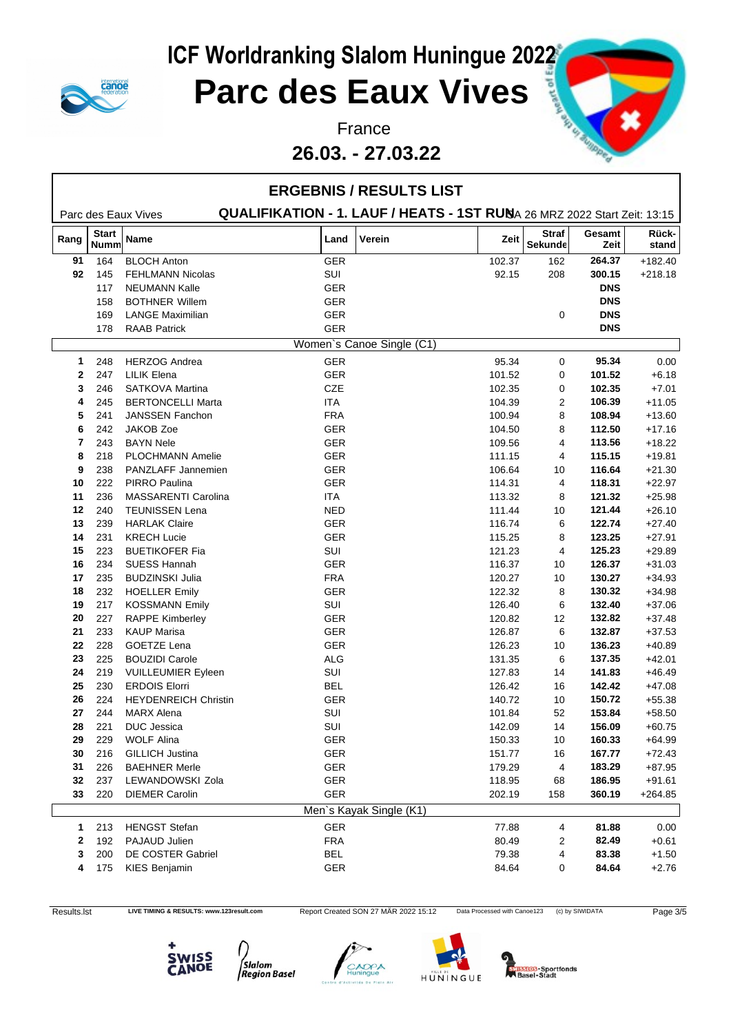# ICF Worldranking Slalom Huningue 2022

# Parc des Eaux Vives

France

**26.03. - 27.03.22**

## ERGEBNIS / RESULTS LIST

Parc des Eaux Vives **QUALIFIKATION - 1. LAUF / HEATS - 1ST RUN** SA 26 MRZ 2022 Start Zeit: 13:15

| Rang | Start Numm | Name | Land | Verein | Zeit | Straf Sekunde | Gesamt Zeit | Rück-stand |
|---|---|---|---|---|---|---|---|---|
| 91 | 164 | BLOCH Anton | GER | | 102.37 | 162 | **264.37** | +182.40 |
| 92 | 145 | FEHLMANN Nicolas | SUI | | 92.15 | 208 | **300.15** | +218.18 |
| | 117 | NEUMANN Kalle | GER | | | | **DNS** | |
| | 158 | BOTHNER Willem | GER | | | | **DNS** | |
| | 169 | LANGE Maximilian | GER | | | 0 | **DNS** | |
| | 178 | RAAB Patrick | GER | | | | **DNS** | |
| | | Women`s Canoe Single (C1) | | | | | | |
| 1 | 248 | HERZOG Andrea | GER | | 95.34 | 0 | **95.34** | 0.00 |
| 2 | 247 | LILIK Elena | GER | | 101.52 | 0 | **101.52** | +6.18 |
| 3 | 246 | SATKOVA Martina | CZE | | 102.35 | 0 | **102.35** | +7.01 |
| 4 | 245 | BERTONCELLI Marta | ITA | | 104.39 | 2 | **106.39** | +11.05 |
| 5 | 241 | JANSSEN Fanchon | FRA | | 100.94 | 8 | **108.94** | +13.60 |
| 6 | 242 | JAKOB Zoe | GER | | 104.50 | 8 | **112.50** | +17.16 |
| 7 | 243 | BAYN Nele | GER | | 109.56 | 4 | **113.56** | +18.22 |
| 8 | 218 | PLOCHMANN Amelie | GER | | 111.15 | 4 | **115.15** | +19.81 |
| 9 | 238 | PANZLAFF Jannemien | GER | | 106.64 | 10 | **116.64** | +21.30 |
| 10 | 222 | PIRRO Paulina | GER | | 114.31 | 4 | **118.31** | +22.97 |
| 11 | 236 | MASSARENTI Carolina | ITA | | 113.32 | 8 | **121.32** | +25.98 |
| 12 | 240 | TEUNISSEN Lena | NED | | 111.44 | 10 | **121.44** | +26.10 |
| 13 | 239 | HARLAK Claire | GER | | 116.74 | 6 | **122.74** | +27.40 |
| 14 | 231 | KRECH Lucie | GER | | 115.25 | 8 | **123.25** | +27.91 |
| 15 | 223 | BUETIKOFER Fia | SUI | | 121.23 | 4 | **125.23** | +29.89 |
| 16 | 234 | SUESS Hannah | GER | | 116.37 | 10 | **126.37** | +31.03 |
| 17 | 235 | BUDZINSKI Julia | FRA | | 120.27 | 10 | **130.27** | +34.93 |
| 18 | 232 | HOELLER Emily | GER | | 122.32 | 8 | **130.32** | +34.98 |
| 19 | 217 | KOSSMANN Emily | SUI | | 126.40 | 6 | **132.40** | +37.06 |
| 20 | 227 | RAPPE Kimberley | GER | | 120.82 | 12 | **132.82** | +37.48 |
| 21 | 233 | KAUP Marisa | GER | | 126.87 | 6 | **132.87** | +37.53 |
| 22 | 228 | GOETZE Lena | GER | | 126.23 | 10 | **136.23** | +40.89 |
| 23 | 225 | BOUZIDI Carole | ALG | | 131.35 | 6 | **137.35** | +42.01 |
| 24 | 219 | VUILLEUMIER Eyleen | SUI | | 127.83 | 14 | **141.83** | +46.49 |
| 25 | 230 | ERDOIS Elorri | BEL | | 126.42 | 16 | **142.42** | +47.08 |
| 26 | 224 | HEYDENREICH Christin | GER | | 140.72 | 10 | **150.72** | +55.38 |
| 27 | 244 | MARX Alena | SUI | | 101.84 | 52 | **153.84** | +58.50 |
| 28 | 221 | DUC Jessica | SUI | | 142.09 | 14 | **156.09** | +60.75 |
| 29 | 229 | WOLF Alina | GER | | 150.33 | 10 | **160.33** | +64.99 |
| 30 | 216 | GILLICH Justina | GER | | 151.77 | 16 | **167.77** | +72.43 |
| 31 | 226 | BAEHNER Merle | GER | | 179.29 | 4 | **183.29** | +87.95 |
| 32 | 237 | LEWANDOWSKI Zola | GER | | 118.95 | 68 | **186.95** | +91.61 |
| 33 | 220 | DIEMER Carolin | GER | | 202.19 | 158 | **360.19** | +264.85 |
| | | Men`s Kayak Single (K1) | | | | | | |
| 1 | 213 | HENGST Stefan | GER | | 77.88 | 4 | **81.88** | 0.00 |
| 2 | 192 | PAJAUD Julien | FRA | | 80.49 | 2 | **82.49** | +0.61 |
| 3 | 200 | DE COSTER Gabriel | BEL | | 79.38 | 4 | **83.38** | +1.50 |
| 4 | 175 | KIES Benjamin | GER | | 84.64 | 0 | **84.64** | +2.76 |

Results.lst | LIVE TIMING & RESULTS: www.123result.com | Report Created SON 27 MÄR 2022 15:12 | Data Processed with Canoe123 | (c) by SIWIDATA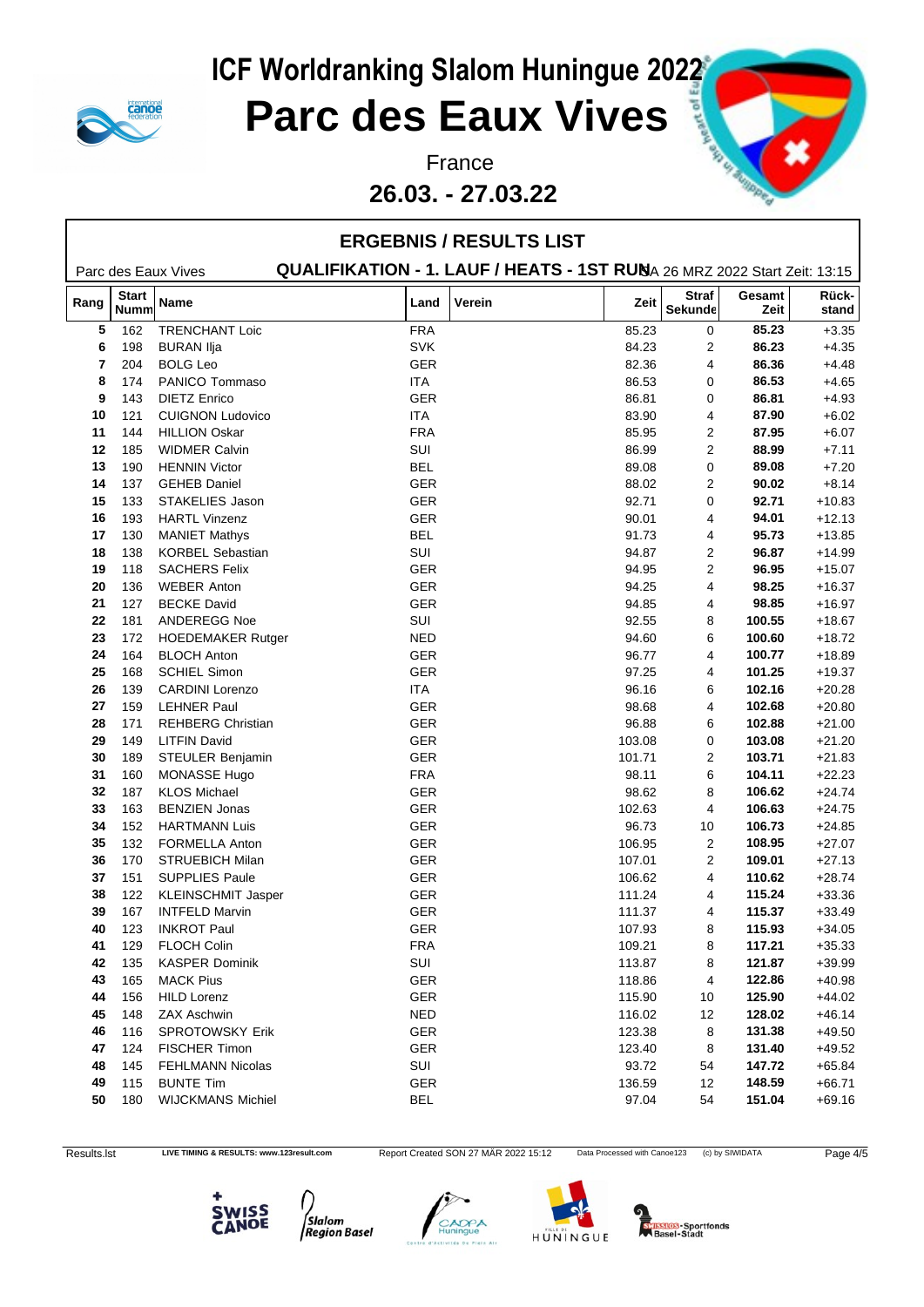# ICF Worldranking Slalom Huningue 2022

# Parc des Eaux Vives

France

**26.03. - 27.03.22**

## ERGEBNIS / RESULTS LIST

Parc des Eaux Vives **QUALIFIKATION - 1. LAUF / HEATS - 1ST RUN** SA 26 MRZ 2022 Start Zeit: 13:15

| Rang | Start Numm | Name | Land | Verein | Zeit | Straf Sekunde | Gesamt Zeit | Rück-stand |
|---|---|---|---|---|---|---|---|---|
| 5 | 162 | TRENCHANT Loic | FRA | | 85.23 | 0 | **85.23** | +3.35 |
| 6 | 198 | BURAN Ilja | SVK | | 84.23 | 2 | **86.23** | +4.35 |
| 7 | 204 | BOLG Leo | GER | | 82.36 | 4 | **86.36** | +4.48 |
| 8 | 174 | PANICO Tommaso | ITA | | 86.53 | 0 | **86.53** | +4.65 |
| 9 | 143 | DIETZ Enrico | GER | | 86.81 | 0 | **86.81** | +4.93 |
| 10 | 121 | CUIGNON Ludovico | ITA | | 83.90 | 4 | **87.90** | +6.02 |
| 11 | 144 | HILLION Oskar | FRA | | 85.95 | 2 | **87.95** | +6.07 |
| 12 | 185 | WIDMER Calvin | SUI | | 86.99 | 2 | **88.99** | +7.11 |
| 13 | 190 | HENNIN Victor | BEL | | 89.08 | 0 | **89.08** | +7.20 |
| 14 | 137 | GEHEB Daniel | GER | | 88.02 | 2 | **90.02** | +8.14 |
| 15 | 133 | STAKELIES Jason | GER | | 92.71 | 0 | **92.71** | +10.83 |
| 16 | 193 | HARTL Vinzenz | GER | | 90.01 | 4 | **94.01** | +12.13 |
| 17 | 130 | MANIET Mathys | BEL | | 91.73 | 4 | **95.73** | +13.85 |
| 18 | 138 | KORBEL Sebastian | SUI | | 94.87 | 2 | **96.87** | +14.99 |
| 19 | 118 | SACHERS Felix | GER | | 94.95 | 2 | **96.95** | +15.07 |
| 20 | 136 | WEBER Anton | GER | | 94.25 | 4 | **98.25** | +16.37 |
| 21 | 127 | BECKE David | GER | | 94.85 | 4 | **98.85** | +16.97 |
| 22 | 181 | ANDEREGG Noe | SUI | | 92.55 | 8 | **100.55** | +18.67 |
| 23 | 172 | HOEDEMAKER Rutger | NED | | 94.60 | 6 | **100.60** | +18.72 |
| 24 | 164 | BLOCH Anton | GER | | 96.77 | 4 | **100.77** | +18.89 |
| 25 | 168 | SCHIEL Simon | GER | | 97.25 | 4 | **101.25** | +19.37 |
| 26 | 139 | CARDINI Lorenzo | ITA | | 96.16 | 6 | **102.16** | +20.28 |
| 27 | 159 | LEHNER Paul | GER | | 98.68 | 4 | **102.68** | +20.80 |
| 28 | 171 | REHBERG Christian | GER | | 96.88 | 6 | **102.88** | +21.00 |
| 29 | 149 | LITFIN David | GER | | 103.08 | 0 | **103.08** | +21.20 |
| 30 | 189 | STEULER Benjamin | GER | | 101.71 | 2 | **103.71** | +21.83 |
| 31 | 160 | MONASSE Hugo | FRA | | 98.11 | 6 | **104.11** | +22.23 |
| 32 | 187 | KLOS Michael | GER | | 98.62 | 8 | **106.62** | +24.74 |
| 33 | 163 | BENZIEN Jonas | GER | | 102.63 | 4 | **106.63** | +24.75 |
| 34 | 152 | HARTMANN Luis | GER | | 96.73 | 10 | **106.73** | +24.85 |
| 35 | 132 | FORMELLA Anton | GER | | 106.95 | 2 | **108.95** | +27.07 |
| 36 | 170 | STRUEBICH Milan | GER | | 107.01 | 2 | **109.01** | +27.13 |
| 37 | 151 | SUPPLIES Paule | GER | | 106.62 | 4 | **110.62** | +28.74 |
| 38 | 122 | KLEINSCHMIT Jasper | GER | | 111.24 | 4 | **115.24** | +33.36 |
| 39 | 167 | INTFELD Marvin | GER | | 111.37 | 4 | **115.37** | +33.49 |
| 40 | 123 | INKROT Paul | GER | | 107.93 | 8 | **115.93** | +34.05 |
| 41 | 129 | FLOCH Colin | FRA | | 109.21 | 8 | **117.21** | +35.33 |
| 42 | 135 | KASPER Dominik | SUI | | 113.87 | 8 | **121.87** | +39.99 |
| 43 | 165 | MACK Pius | GER | | 118.86 | 4 | **122.86** | +40.98 |
| 44 | 156 | HILD Lorenz | GER | | 115.90 | 10 | **125.90** | +44.02 |
| 45 | 148 | ZAX Aschwin | NED | | 116.02 | 12 | **128.02** | +46.14 |
| 46 | 116 | SPROTOWSKY Erik | GER | | 123.38 | 8 | **131.38** | +49.50 |
| 47 | 124 | FISCHER Timon | GER | | 123.40 | 8 | **131.40** | +49.52 |
| 48 | 145 | FEHLMANN Nicolas | SUI | | 93.72 | 54 | **147.72** | +65.84 |
| 49 | 115 | BUNTE Tim | GER | | 136.59 | 12 | **148.59** | +66.71 |
| 50 | 180 | WIJCKMANS Michiel | BEL | | 97.04 | 54 | **151.04** | +69.16 |

Results.lst | LIVE TIMING & RESULTS: www.123result.com | Report Created SON 27 MÄR 2022 15:12 | Data Processed with Canoe123 | (c) by SIWIDATA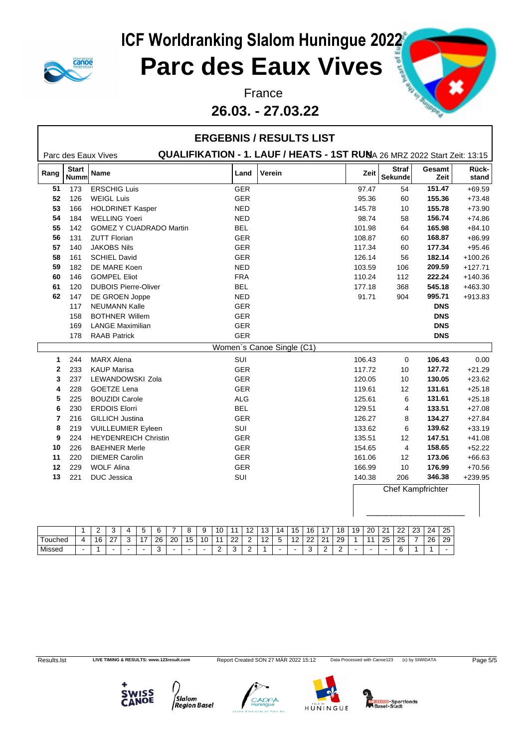# ICF Worldranking Slalom Huningue 2022

# Parc des Eaux Vives

France

**26.03. - 27.03.22**

## ERGEBNIS / RESULTS LIST

Parc des Eaux Vives **QUALIFIKATION - 1. LAUF / HEATS - 1ST RUN** SA 26 MRZ 2022 Start Zeit: 13:15

| Rang | Start Numm | Name | Land | Verein | Zeit | Straf Sekunde | Gesamt Zeit | Rück-stand |
|---|---|---|---|---|---|---|---|---|
| 51 | 173 | ERSCHIG Luis | GER | | 97.47 | 54 | **151.47** | +69.59 |
| 52 | 126 | WEIGL Luis | GER | | 95.36 | 60 | **155.36** | +73.48 |
| 53 | 166 | HOLDRINET Kasper | NED | | 145.78 | 10 | **155.78** | +73.90 |
| 54 | 184 | WELLING Yoeri | NED | | 98.74 | 58 | **156.74** | +74.86 |
| 55 | 142 | GOMEZ Y CUADRADO Martin | BEL | | 101.98 | 64 | **165.98** | +84.10 |
| 56 | 131 | ZUTT Florian | GER | | 108.87 | 60 | **168.87** | +86.99 |
| 57 | 140 | JAKOBS Nils | GER | | 117.34 | 60 | **177.34** | +95.46 |
| 58 | 161 | SCHIEL David | GER | | 126.14 | 56 | **182.14** | +100.26 |
| 59 | 182 | DE MARE Koen | NED | | 103.59 | 106 | **209.59** | +127.71 |
| 60 | 146 | GOMPEL Eliot | FRA | | 110.24 | 112 | **222.24** | +140.36 |
| 61 | 120 | DUBOIS Pierre-Oliver | BEL | | 177.18 | 368 | **545.18** | +463.30 |
| 62 | 147 | DE GROEN Joppe | NED | | 91.71 | 904 | **995.71** | +913.83 |
| | 117 | NEUMANN Kalle | GER | | | | **DNS** | |
| | 158 | BOTHNER Willem | GER | | | | **DNS** | |
| | 169 | LANGE Maximilian | GER | | | | **DNS** | |
| | 178 | RAAB Patrick | GER | | | | **DNS** | |
| | | Women`s Canoe Single (C1) | | | | | | |
| 1 | 244 | MARX Alena | SUI | | 106.43 | 0 | **106.43** | 0.00 |
| 2 | 233 | KAUP Marisa | GER | | 117.72 | 10 | **127.72** | +21.29 |
| 3 | 237 | LEWANDOWSKI Zola | GER | | 120.05 | 10 | **130.05** | +23.62 |
| 4 | 228 | GOETZE Lena | GER | | 119.61 | 12 | **131.61** | +25.18 |
| 5 | 225 | BOUZIDI Carole | ALG | | 125.61 | 6 | **131.61** | +25.18 |
| 6 | 230 | ERDOIS Elorri | BEL | | 129.51 | 4 | **133.51** | +27.08 |
| 7 | 216 | GILLICH Justina | GER | | 126.27 | 8 | **134.27** | +27.84 |
| 8 | 219 | VUILLEUMIER Eyleen | SUI | | 133.62 | 6 | **139.62** | +33.19 |
| 9 | 224 | HEYDENREICH Christin | GER | | 135.51 | 12 | **147.51** | +41.08 |
| 10 | 226 | BAEHNER Merle | GER | | 154.65 | 4 | **158.65** | +52.22 |
| 11 | 220 | DIEMER Carolin | GER | | 161.06 | 12 | **173.06** | +66.63 |
| 12 | 229 | WOLF Alina | GER | | 166.99 | 10 | **176.99** | +70.56 |
| 13 | 221 | DUC Jessica | SUI | | 140.38 | 206 | **346.38** | +239.95 |

Chef Kampfrichter

______________________

| | 1 | 2 | 3 | 4 | 5 | 6 | 7 | 8 | 9 | 10 | 11 | 12 | 13 | 14 | 15 | 16 | 17 | 18 | 19 | 20 | 21 | 22 | 23 | 24 | 25 |
|---|---|---|---|---|---|---|---|---|---|---|---|---|---|---|---|---|---|---|---|---|---|---|---|---|---|
| Touched | 4 | 16 | 27 | 3 | 17 | 26 | 20 | 15 | 10 | 11 | 22 | 2 | 12 | 5 | 12 | 22 | 21 | 29 | 1 | 11 | 25 | 25 | 7 | 26 | 29 |
| Missed | - | 1 | - | - | - | 3 | - | - | - | 2 | 3 | 2 | 1 | - | - | 3 | 2 | 2 | - | - | - | 6 | 1 | 1 | - |

Results.lst LIVE TIMING & RESULTS: www.123result.com Report Created SON 27 MÄR 2022 15:12 Data Processed with Canoe123 (c) by SIWIDATA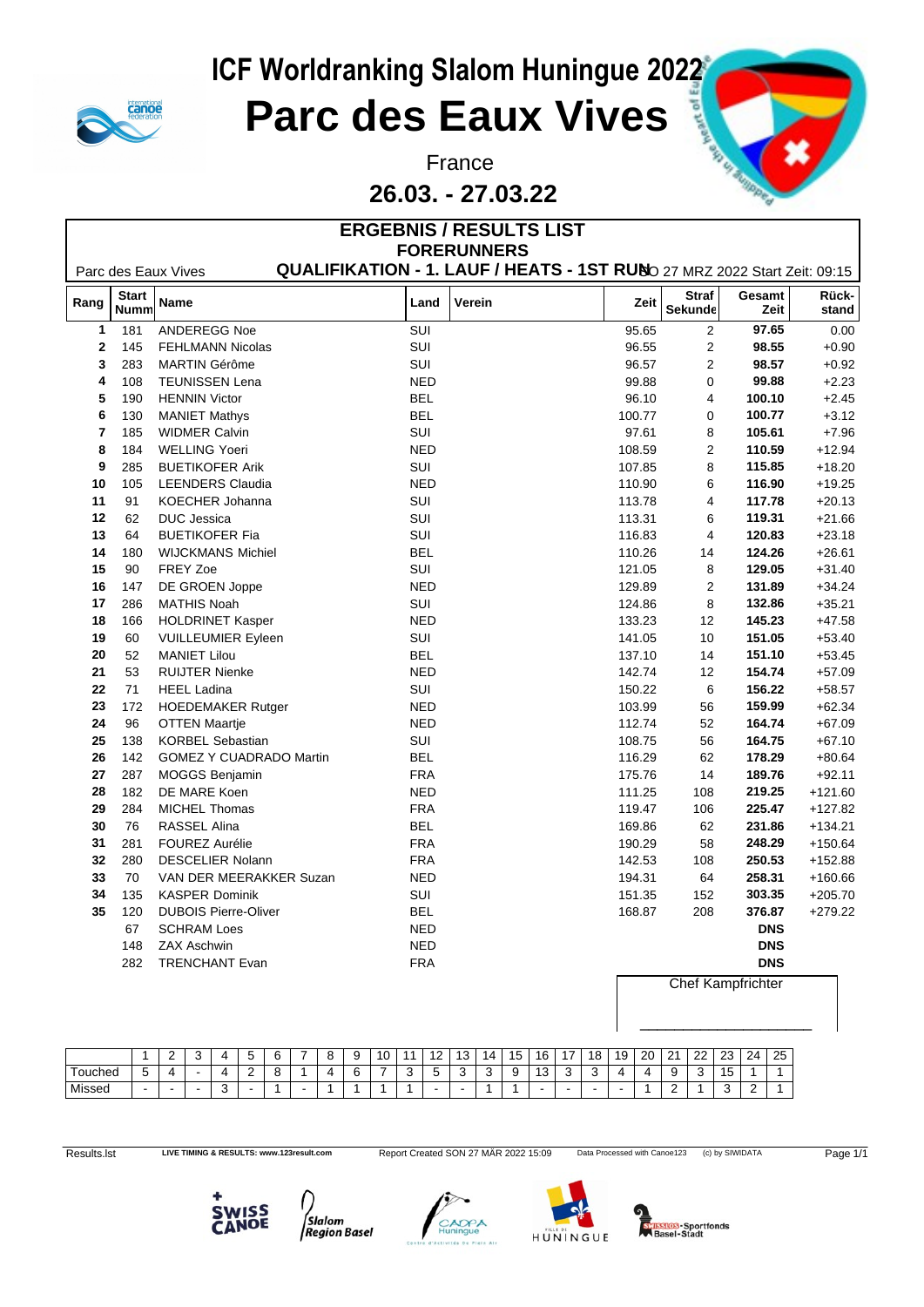# ICF Worldranking Slalom Huningue 2022

# Parc des Eaux Vives

France

**26.03. - 27.03.22**

## ERGEBNIS / RESULTS LIST

### FORERUNNERS

Parc des Eaux Vives — **QUALIFIKATION - 1. LAUF / HEATS - 1ST RUN** SO 27 MRZ 2022 Start Zeit: 09:15

| Rang | Start Numm | Name | Land | Verein | Zeit | Straf Sekunde | Gesamt Zeit | Rück-stand |
|---|---|---|---|---|---|---|---|---|
| 1 | 181 | ANDEREGG Noe | SUI | | 95.65 | 2 | **97.65** | 0.00 |
| 2 | 145 | FEHLMANN Nicolas | SUI | | 96.55 | 2 | **98.55** | +0.90 |
| 3 | 283 | MARTIN Gérôme | SUI | | 96.57 | 2 | **98.57** | +0.92 |
| 4 | 108 | TEUNISSEN Lena | NED | | 99.88 | 0 | **99.88** | +2.23 |
| 5 | 190 | HENNIN Victor | BEL | | 96.10 | 4 | **100.10** | +2.45 |
| 6 | 130 | MANIET Mathys | BEL | | 100.77 | 0 | **100.77** | +3.12 |
| 7 | 185 | WIDMER Calvin | SUI | | 97.61 | 8 | **105.61** | +7.96 |
| 8 | 184 | WELLING Yoeri | NED | | 108.59 | 2 | **110.59** | +12.94 |
| 9 | 285 | BUETIKOFER Arik | SUI | | 107.85 | 8 | **115.85** | +18.20 |
| 10 | 105 | LEENDERS Claudia | NED | | 110.90 | 6 | **116.90** | +19.25 |
| 11 | 91 | KOECHER Johanna | SUI | | 113.78 | 4 | **117.78** | +20.13 |
| 12 | 62 | DUC Jessica | SUI | | 113.31 | 6 | **119.31** | +21.66 |
| 13 | 64 | BUETIKOFER Fia | SUI | | 116.83 | 4 | **120.83** | +23.18 |
| 14 | 180 | WIJCKMANS Michiel | BEL | | 110.26 | 14 | **124.26** | +26.61 |
| 15 | 90 | FREY Zoe | SUI | | 121.05 | 8 | **129.05** | +31.40 |
| 16 | 147 | DE GROEN Joppe | NED | | 129.89 | 2 | **131.89** | +34.24 |
| 17 | 286 | MATHIS Noah | SUI | | 124.86 | 8 | **132.86** | +35.21 |
| 18 | 166 | HOLDRINET Kasper | NED | | 133.23 | 12 | **145.23** | +47.58 |
| 19 | 60 | VUILLEUMIER Eyleen | SUI | | 141.05 | 10 | **151.05** | +53.40 |
| 20 | 52 | MANIET Lilou | BEL | | 137.10 | 14 | **151.10** | +53.45 |
| 21 | 53 | RUIJTER Nienke | NED | | 142.74 | 12 | **154.74** | +57.09 |
| 22 | 71 | HEEL Ladina | SUI | | 150.22 | 6 | **156.22** | +58.57 |
| 23 | 172 | HOEDEMAKER Rutger | NED | | 103.99 | 56 | **159.99** | +62.34 |
| 24 | 96 | OTTEN Maartje | NED | | 112.74 | 52 | **164.74** | +67.09 |
| 25 | 138 | KORBEL Sebastian | SUI | | 108.75 | 56 | **164.75** | +67.10 |
| 26 | 142 | GOMEZ Y CUADRADO Martin | BEL | | 116.29 | 62 | **178.29** | +80.64 |
| 27 | 287 | MOGGS Benjamin | FRA | | 175.76 | 14 | **189.76** | +92.11 |
| 28 | 182 | DE MARE Koen | NED | | 111.25 | 108 | **219.25** | +121.60 |
| 29 | 284 | MICHEL Thomas | FRA | | 119.47 | 106 | **225.47** | +127.82 |
| 30 | 76 | RASSEL Alina | BEL | | 169.86 | 62 | **231.86** | +134.21 |
| 31 | 281 | FOUREZ Aurélie | FRA | | 190.29 | 58 | **248.29** | +150.64 |
| 32 | 280 | DESCELIER Nolann | FRA | | 142.53 | 108 | **250.53** | +152.88 |
| 33 | 70 | VAN DER MEERAKKER Suzan | NED | | 194.31 | 64 | **258.31** | +160.66 |
| 34 | 135 | KASPER Dominik | SUI | | 151.35 | 152 | **303.35** | +205.70 |
| 35 | 120 | DUBOIS Pierre-Oliver | BEL | | 168.87 | 208 | **376.87** | +279.22 |
| | 67 | SCHRAM Loes | NED | | | | **DNS** | |
| | 148 | ZAX Aschwin | NED | | | | **DNS** | |
| | 282 | TRENCHANT Evan | FRA | | | | **DNS** | |

Chef Kampfrichter

| | 1 | 2 | 3 | 4 | 5 | 6 | 7 | 8 | 9 | 10 | 11 | 12 | 13 | 14 | 15 | 16 | 17 | 18 | 19 | 20 | 21 | 22 | 23 | 24 | 25 |
|---|---|---|---|---|---|---|---|---|---|---|---|---|---|---|---|---|---|---|---|---|---|---|---|---|---|
| Touched | 5 | 4 | - | 4 | 2 | 8 | 1 | 4 | 6 | 7 | 3 | 5 | 3 | 3 | 9 | 13 | 3 | 3 | 4 | 4 | 9 | 3 | 15 | 1 | 1 |
| Missed | - | - | - | 3 | - | 1 | - | 1 | 1 | 1 | 1 | - | - | 1 | 1 | - | - | - | - | 1 | 2 | 1 | 3 | 2 | 1 |

Results.lst — LIVE TIMING & RESULTS: www.123result.com — Report Created SON 27 MÄR 2022 15:09 — Data Processed with Canoe123 — (c) by SIWIDATA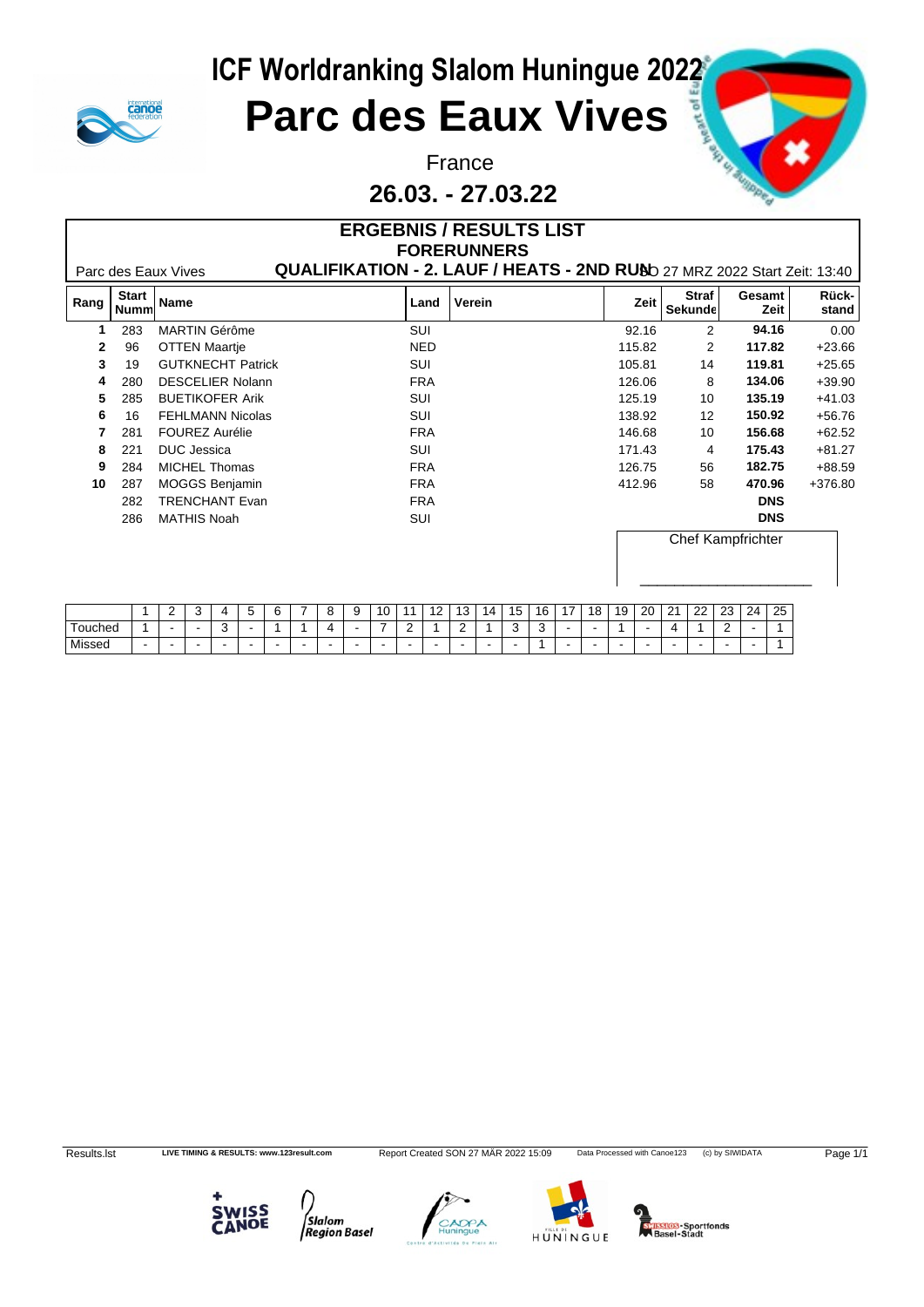# ICF Worldranking Slalom Huningue 2022

# Parc des Eaux Vives

France

**26.03. - 27.03.22**

## ERGEBNIS / RESULTS LIST

### FORERUNNERS

Parc des Eaux Vives **QUALIFIKATION - 2. LAUF / HEATS - 2ND RUN** SO 27 MRZ 2022 Start Zeit: 13:40

| Rang | Start Numm | Name | Land | Verein | Zeit | Straf Sekunde | Gesamt Zeit | Rück-stand |
|---|---|---|---|---|---|---|---|---|
| **1** | 283 | MARTIN Gérôme | SUI | | 92.16 | 2 | **94.16** | 0.00 |
| **2** | 96 | OTTEN Maartje | NED | | 115.82 | 2 | **117.82** | +23.66 |
| **3** | 19 | GUTKNECHT Patrick | SUI | | 105.81 | 14 | **119.81** | +25.65 |
| **4** | 280 | DESCELIER Nolann | FRA | | 126.06 | 8 | **134.06** | +39.90 |
| **5** | 285 | BUETIKOFER Arik | SUI | | 125.19 | 10 | **135.19** | +41.03 |
| **6** | 16 | FEHLMANN Nicolas | SUI | | 138.92 | 12 | **150.92** | +56.76 |
| **7** | 281 | FOUREZ Aurélie | FRA | | 146.68 | 10 | **156.68** | +62.52 |
| **8** | 221 | DUC Jessica | SUI | | 171.43 | 4 | **175.43** | +81.27 |
| **9** | 284 | MICHEL Thomas | FRA | | 126.75 | 56 | **182.75** | +88.59 |
| **10** | 287 | MOGGS Benjamin | FRA | | 412.96 | 58 | **470.96** | +376.80 |
| | 282 | TRENCHANT Evan | FRA | | | | **DNS** | |
| | 286 | MATHIS Noah | SUI | | | | **DNS** | |

Chef Kampfrichter

_______________________

| | 1 | 2 | 3 | 4 | 5 | 6 | 7 | 8 | 9 | 10 | 11 | 12 | 13 | 14 | 15 | 16 | 17 | 18 | 19 | 20 | 21 | 22 | 23 | 24 | 25 |
|---|---|---|---|---|---|---|---|---|---|---|---|---|---|---|---|---|---|---|---|---|---|---|---|---|---|
| Touched | 1 | - | - | 3 | - | 1 | 1 | 4 | - | 7 | 2 | 1 | 2 | 1 | 3 | 3 | - | - | 1 | - | 4 | 1 | 2 | - | 1 |
| Missed | - | - | - | - | - | - | - | - | - | - | - | - | - | - | - | 1 | - | - | - | - | - | - | - | - | 1 |

Results.lst LIVE TIMING & RESULTS: www.123result.com Report Created SON 27 MÄR 2022 15:09 Data Processed with Canoe123 (c) by SIWIDATA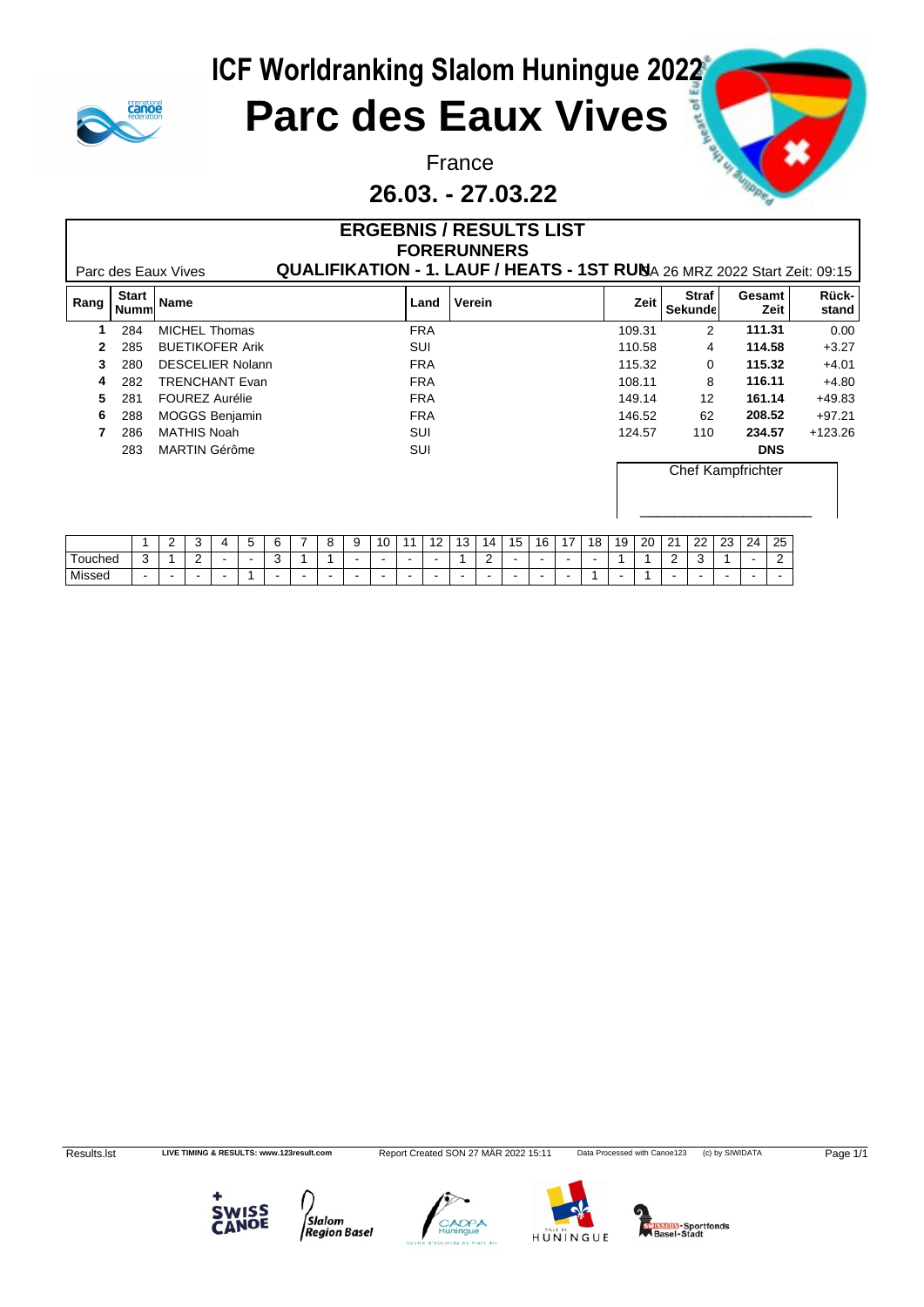# ICF Worldranking Slalom Huningue 2022

# Parc des Eaux Vives

France

## 26.03. - 27.03.22

### ERGEBNIS / RESULTS LIST
### FORERUNNERS

Parc des Eaux Vives

**QUALIFIKATION - 1. LAUF / HEATS - 1ST RUN** SA 26 MRZ 2022 Start Zeit: 09:15

| Rang | Start Numm | Name | Land | Verein | Zeit | Straf Sekunde | Gesamt Zeit | Rück-stand |
|---|---|---|---|---|---|---|---|---|
| 1 | 284 | MICHEL Thomas | FRA | | 109.31 | 2 | **111.31** | 0.00 |
| 2 | 285 | BUETIKOFER Arik | SUI | | 110.58 | 4 | **114.58** | +3.27 |
| 3 | 280 | DESCELIER Nolann | FRA | | 115.32 | 0 | **115.32** | +4.01 |
| 4 | 282 | TRENCHANT Evan | FRA | | 108.11 | 8 | **116.11** | +4.80 |
| 5 | 281 | FOUREZ Aurélie | FRA | | 149.14 | 12 | **161.14** | +49.83 |
| 6 | 288 | MOGGS Benjamin | FRA | | 146.52 | 62 | **208.52** | +97.21 |
| 7 | 286 | MATHIS Noah | SUI | | 124.57 | 110 | **234.57** | +123.26 |
| | 283 | MARTIN Gérôme | SUI | | | | **DNS** | |

Chef Kampfrichter

\_\_\_\_\_\_\_\_\_\_\_\_\_\_\_\_\_\_\_\_\_\_

| | 1 | 2 | 3 | 4 | 5 | 6 | 7 | 8 | 9 | 10 | 11 | 12 | 13 | 14 | 15 | 16 | 17 | 18 | 19 | 20 | 21 | 22 | 23 | 24 | 25 |
|---|---|---|---|---|---|---|---|---|---|---|---|---|---|---|---|---|---|---|---|---|---|---|---|---|---|
| Touched | 3 | 1 | 2 | - | - | 3 | 1 | 1 | - | - | - | - | 1 | 2 | - | - | - | - | 1 | 1 | 2 | 3 | 1 | - | 2 |
| Missed | - | - | - | - | 1 | - | - | - | - | - | - | - | - | - | - | - | - | 1 | - | 1 | - | - | - | - | - |

Results.lst LIVE TIMING & RESULTS: www.123result.com Report Created SON 27 MÄR 2022 15:11 Data Processed with Canoe123 (c) by SIWIDATA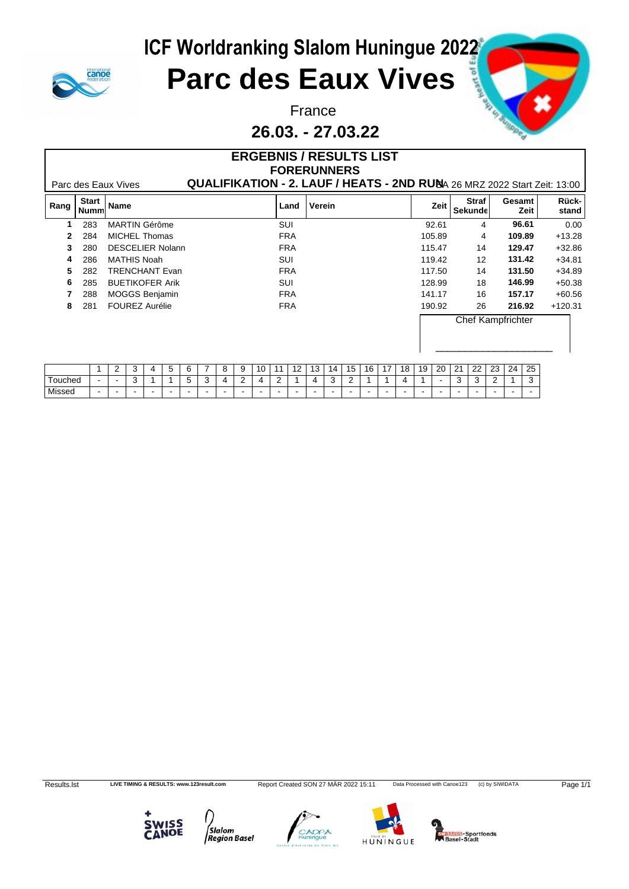# ICF Worldranking Slalom Huningue 2022

# Parc des Eaux Vives

France

**26.03. - 27.03.22**

## ERGEBNIS / RESULTS LIST

### FORERUNNERS

Parc des Eaux Vives

**QUALIFIKATION - 2. LAUF / HEATS - 2ND RUN** SA 26 MRZ 2022 Start Zeit: 13:00

| Rang | Start Numm | Name | Land | Verein | Zeit | Straf Sekunde | Gesamt Zeit | Rück-stand |
|---|---|---|---|---|---|---|---|---|
| **1** | 283 | MARTIN Gérôme | SUI | | 92.61 | 4 | **96.61** | 0.00 |
| **2** | 284 | MICHEL Thomas | FRA | | 105.89 | 4 | **109.89** | +13.28 |
| **3** | 280 | DESCELIER Nolann | FRA | | 115.47 | 14 | **129.47** | +32.86 |
| **4** | 286 | MATHIS Noah | SUI | | 119.42 | 12 | **131.42** | +34.81 |
| **5** | 282 | TRENCHANT Evan | FRA | | 117.50 | 14 | **131.50** | +34.89 |
| **6** | 285 | BUETIKOFER Arik | SUI | | 128.99 | 18 | **146.99** | +50.38 |
| **7** | 288 | MOGGS Benjamin | FRA | | 141.17 | 16 | **157.17** | +60.56 |
| **8** | 281 | FOUREZ Aurélie | FRA | | 190.92 | 26 | **216.92** | +120.31 |

Chef Kampfrichter

______________________

| | 1 | 2 | 3 | 4 | 5 | 6 | 7 | 8 | 9 | 10 | 11 | 12 | 13 | 14 | 15 | 16 | 17 | 18 | 19 | 20 | 21 | 22 | 23 | 24 | 25 |
|---|---|---|---|---|---|---|---|---|---|---|---|---|---|---|---|---|---|---|---|---|---|---|---|---|---|
| Touched | - | - | 3 | 1 | 1 | 5 | 3 | 4 | 2 | 4 | 2 | 1 | 4 | 3 | 2 | 1 | 1 | 4 | 1 | - | 3 | 3 | 2 | 1 | 3 |
| Missed | - | - | - | - | - | - | - | - | - | - | - | - | - | - | - | - | - | - | - | - | - | - | - | - | - |

Results.lst LIVE TIMING & RESULTS: www.123result.com Report Created SON 27 MÄR 2022 15:11 Data Processed with Canoe123 (c) by SIWIDATA